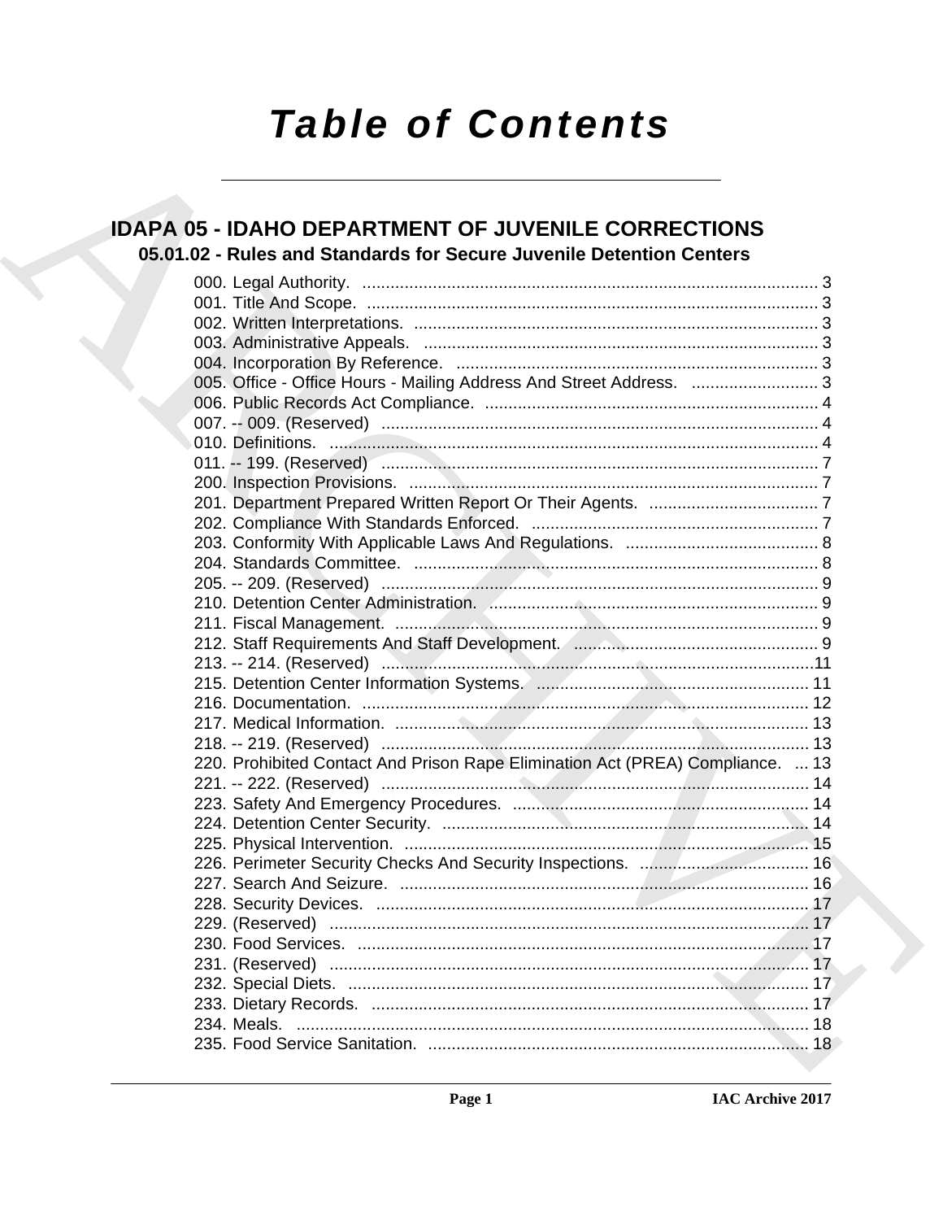# Table of Contents

## IDAPA 05 - IDAHO DEPARTMENT OF JUVENILE CORRECTIONS

### 05.01.02 - Rules and Standards for Secure Juvenile Detention Centers

000. Legal Authority. ... 3
001. Title And Scope. ... 3
002. Written Interpretations. ... 3
003. Administrative Appeals. ... 3
004. Incorporation By Reference. ... 3
005. Office - Office Hours - Mailing Address And Street Address. ... 3
006. Public Records Act Compliance. ... 4
007. -- 009. (Reserved) ... 4
010. Definitions. ... 4
011. -- 199. (Reserved) ... 7
200. Inspection Provisions. ... 7
201. Department Prepared Written Report Or Their Agents. ... 7
202. Compliance With Standards Enforced. ... 7
203. Conformity With Applicable Laws And Regulations. ... 8
204. Standards Committee. ... 8
205. -- 209. (Reserved) ... 9
210. Detention Center Administration. ... 9
211. Fiscal Management. ... 9
212. Staff Requirements And Staff Development. ... 9
213. -- 214. (Reserved) ... 11
215. Detention Center Information Systems. ... 11
216. Documentation. ... 12
217. Medical Information. ... 13
218. -- 219. (Reserved) ... 13
220. Prohibited Contact And Prison Rape Elimination Act (PREA) Compliance. ... 13
221. -- 222. (Reserved) ... 14
223. Safety And Emergency Procedures. ... 14
224. Detention Center Security. ... 14
225. Physical Intervention. ... 15
226. Perimeter Security Checks And Security Inspections. ... 16
227. Search And Seizure. ... 16
228. Security Devices. ... 17
229. (Reserved) ... 17
230. Food Services. ... 17
231. (Reserved) ... 17
232. Special Diets. ... 17
233. Dietary Records. ... 17
234. Meals. ... 18
235. Food Service Sanitation. ... 18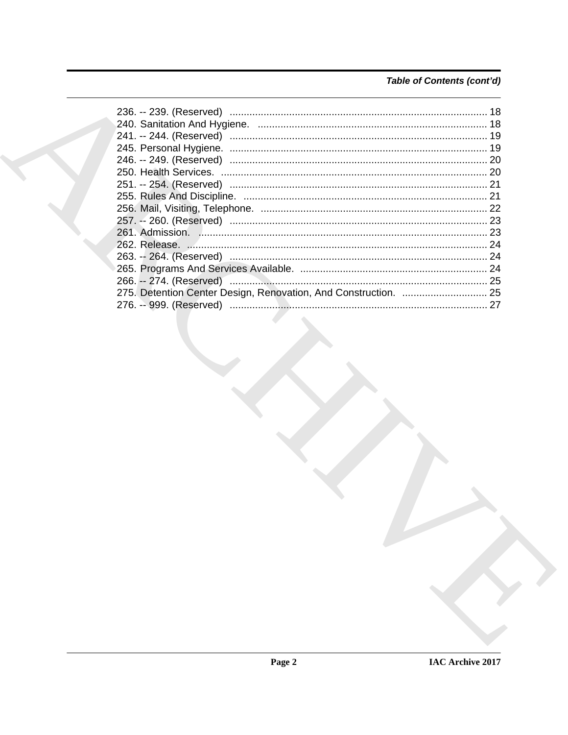*Table of Contents (cont'd)*

236. -- 239. (Reserved) .......................................................................................... 18
240. Sanitation And Hygiene. ................................................................................ 18
241. -- 244. (Reserved) .......................................................................................... 19
245. Personal Hygiene. .......................................................................................... 19
246. -- 249. (Reserved) .......................................................................................... 20
250. Health Services. ............................................................................................. 20
251. -- 254. (Reserved) .......................................................................................... 21
255. Rules And Discipline. ...................................................................................... 21
256. Mail, Visiting, Telephone. ................................................................................ 22
257. -- 260. (Reserved) .......................................................................................... 23
261. Admission. ..................................................................................................... 23
262. Release. ......................................................................................................... 24
263. -- 264. (Reserved) .......................................................................................... 24
265. Programs And Services Available. .................................................................. 24
266. -- 274. (Reserved) .......................................................................................... 25
275. Detention Center Design, Renovation, And Construction. .............................. 25
276. -- 999. (Reserved) .......................................................................................... 27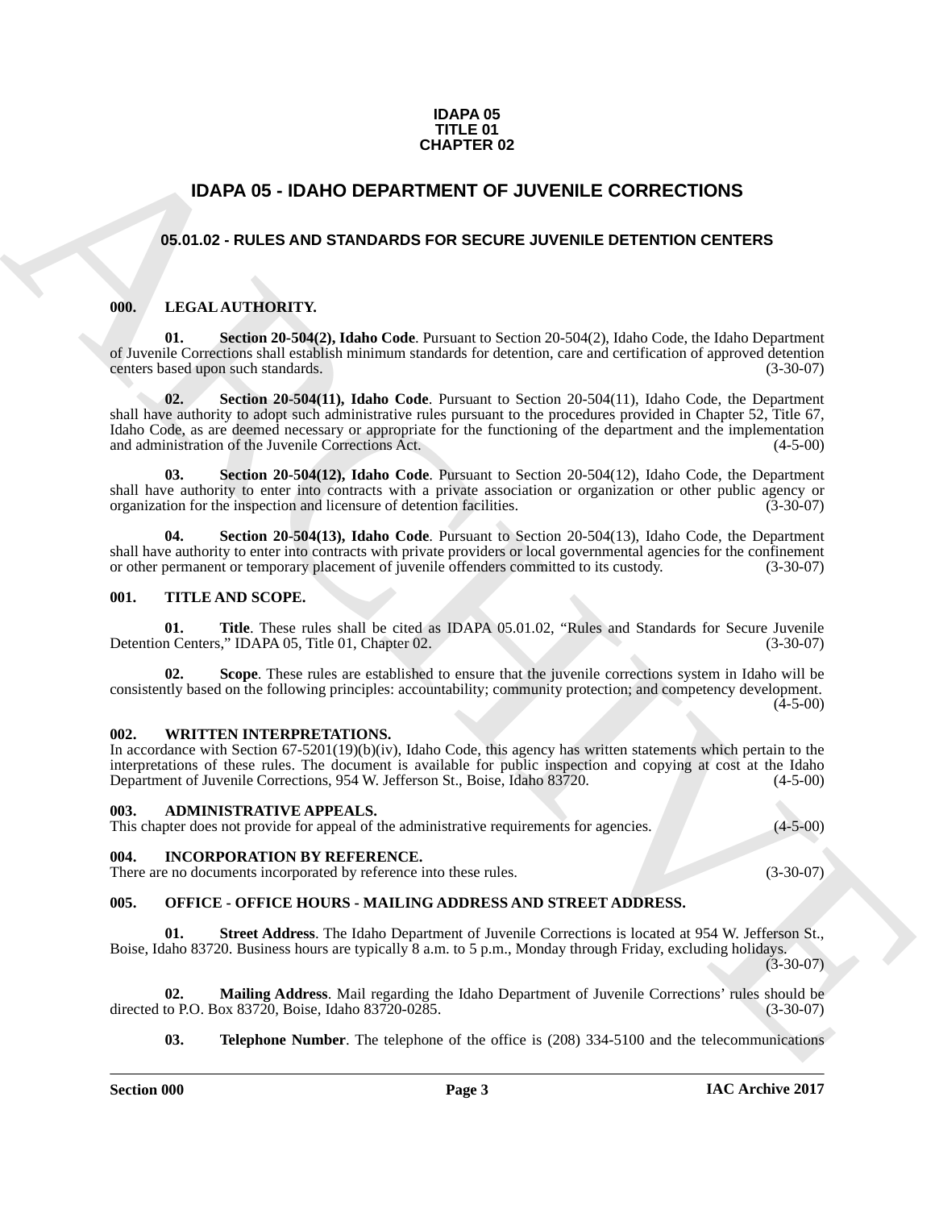**IDAPA 05**
**TITLE 01**
**CHAPTER 02**

# IDAPA 05 - IDAHO DEPARTMENT OF JUVENILE CORRECTIONS

## 05.01.02 - RULES AND STANDARDS FOR SECURE JUVENILE DETENTION CENTERS

### 000. LEGAL AUTHORITY.

**01. Section 20-504(2), Idaho Code**. Pursuant to Section 20-504(2), Idaho Code, the Idaho Department of Juvenile Corrections shall establish minimum standards for detention, care and certification of approved detention centers based upon such standards. (3-30-07)

**02. Section 20-504(11), Idaho Code**. Pursuant to Section 20-504(11), Idaho Code, the Department shall have authority to adopt such administrative rules pursuant to the procedures provided in Chapter 52, Title 67, Idaho Code, as are deemed necessary or appropriate for the functioning of the department and the implementation and administration of the Juvenile Corrections Act. (4-5-00)

**03. Section 20-504(12), Idaho Code**. Pursuant to Section 20-504(12), Idaho Code, the Department shall have authority to enter into contracts with a private association or organization or other public agency or organization for the inspection and licensure of detention facilities. (3-30-07)

**04. Section 20-504(13), Idaho Code**. Pursuant to Section 20-504(13), Idaho Code, the Department shall have authority to enter into contracts with private providers or local governmental agencies for the confinement or other permanent or temporary placement of juvenile offenders committed to its custody. (3-30-07)

### 001. TITLE AND SCOPE.

**01. Title**. These rules shall be cited as IDAPA 05.01.02, "Rules and Standards for Secure Juvenile Detention Centers," IDAPA 05, Title 01, Chapter 02. (3-30-07)

**02. Scope**. These rules are established to ensure that the juvenile corrections system in Idaho will be consistently based on the following principles: accountability; community protection; and competency development. (4-5-00)

### 002. WRITTEN INTERPRETATIONS.

In accordance with Section 67-5201(19)(b)(iv), Idaho Code, this agency has written statements which pertain to the interpretations of these rules. The document is available for public inspection and copying at cost at the Idaho Department of Juvenile Corrections, 954 W. Jefferson St., Boise, Idaho 83720. (4-5-00)

### 003. ADMINISTRATIVE APPEALS.

This chapter does not provide for appeal of the administrative requirements for agencies. (4-5-00)

### 004. INCORPORATION BY REFERENCE.

There are no documents incorporated by reference into these rules. (3-30-07)

### 005. OFFICE - OFFICE HOURS - MAILING ADDRESS AND STREET ADDRESS.

**01. Street Address**. The Idaho Department of Juvenile Corrections is located at 954 W. Jefferson St., Boise, Idaho 83720. Business hours are typically 8 a.m. to 5 p.m., Monday through Friday, excluding holidays. (3-30-07)

**02. Mailing Address**. Mail regarding the Idaho Department of Juvenile Corrections' rules should be directed to P.O. Box 83720, Boise, Idaho 83720-0285. (3-30-07)

**03. Telephone Number**. The telephone of the office is (208) 334-5100 and the telecommunications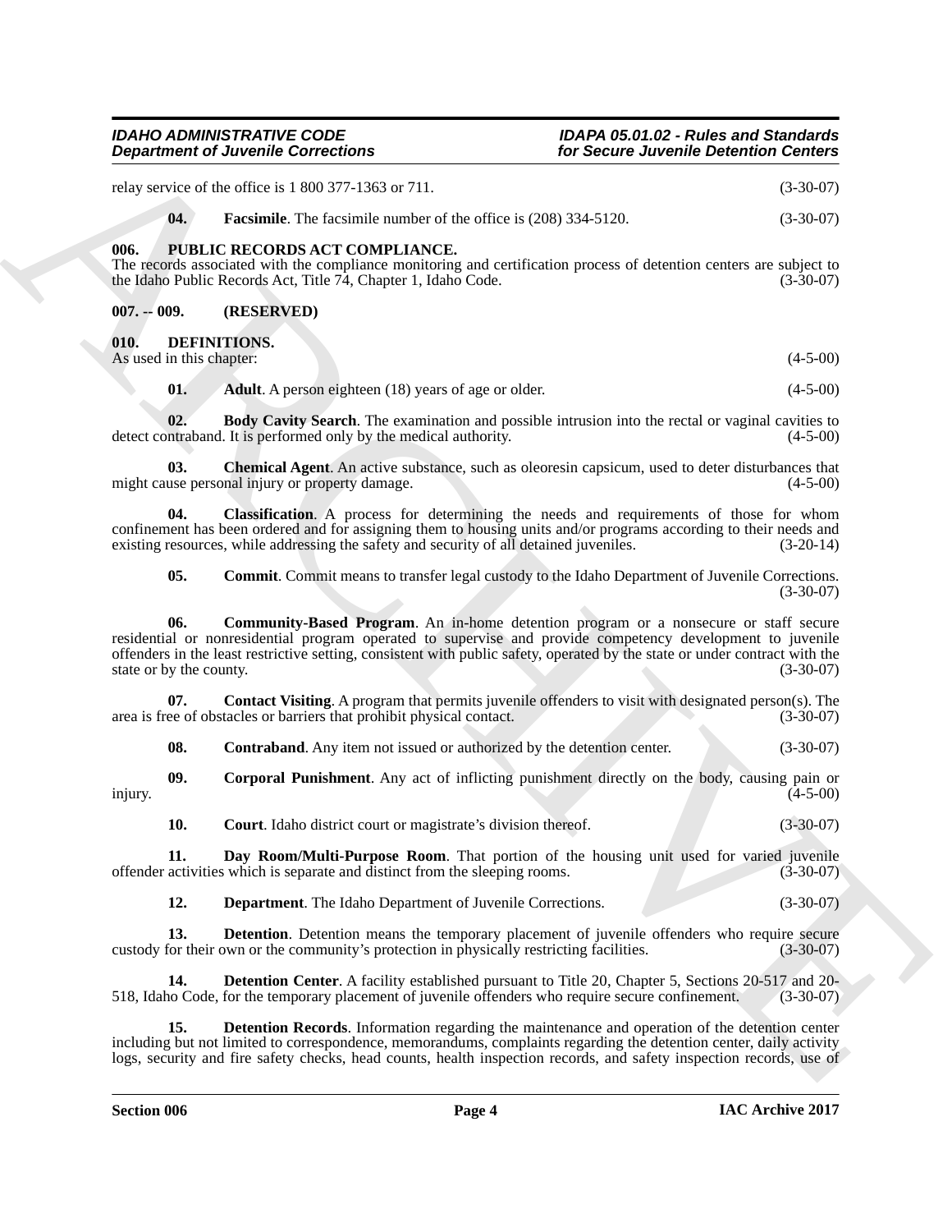relay service of the office is 1 800 377-1363 or 711. (3-30-07)

**04. Facsimile**. The facsimile number of the office is (208) 334-5120. (3-30-07)

## 006. PUBLIC RECORDS ACT COMPLIANCE.

The records associated with the compliance monitoring and certification process of detention centers are subject to the Idaho Public Records Act, Title 74, Chapter 1, Idaho Code. (3-30-07)

## 007. -- 009. (RESERVED)

## 010. DEFINITIONS.

As used in this chapter: (4-5-00)

**01. Adult**. A person eighteen (18) years of age or older. (4-5-00)

**02. Body Cavity Search**. The examination and possible intrusion into the rectal or vaginal cavities to detect contraband. It is performed only by the medical authority. (4-5-00)

**03. Chemical Agent**. An active substance, such as oleoresin capsicum, used to deter disturbances that might cause personal injury or property damage. (4-5-00)

**04. Classification**. A process for determining the needs and requirements of those for whom confinement has been ordered and for assigning them to housing units and/or programs according to their needs and existing resources, while addressing the safety and security of all detained juveniles. (3-20-14)

**05. Commit**. Commit means to transfer legal custody to the Idaho Department of Juvenile Corrections. (3-30-07)

**06. Community-Based Program**. An in-home detention program or a nonsecure or staff secure residential or nonresidential program operated to supervise and provide competency development to juvenile offenders in the least restrictive setting, consistent with public safety, operated by the state or under contract with the state or by the county. (3-30-07)

**07. Contact Visiting**. A program that permits juvenile offenders to visit with designated person(s). The area is free of obstacles or barriers that prohibit physical contact. (3-30-07)

**08. Contraband**. Any item not issued or authorized by the detention center. (3-30-07)

**09. Corporal Punishment**. Any act of inflicting punishment directly on the body, causing pain or injury. (4-5-00)

**10. Court**. Idaho district court or magistrate's division thereof. (3-30-07)

**11. Day Room/Multi-Purpose Room**. That portion of the housing unit used for varied juvenile offender activities which is separate and distinct from the sleeping rooms. (3-30-07)

**12. Department**. The Idaho Department of Juvenile Corrections. (3-30-07)

**13. Detention**. Detention means the temporary placement of juvenile offenders who require secure custody for their own or the community's protection in physically restricting facilities. (3-30-07)

**14. Detention Center**. A facility established pursuant to Title 20, Chapter 5, Sections 20-517 and 20-518, Idaho Code, for the temporary placement of juvenile offenders who require secure confinement. (3-30-07)

**15. Detention Records**. Information regarding the maintenance and operation of the detention center including but not limited to correspondence, memorandums, complaints regarding the detention center, daily activity logs, security and fire safety checks, head counts, health inspection records, and safety inspection records, use of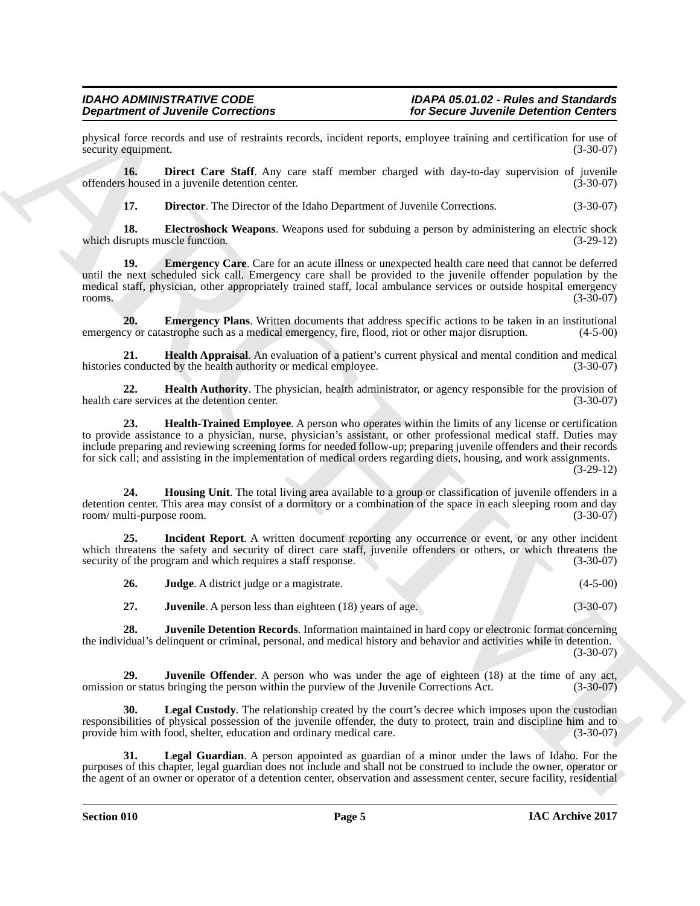physical force records and use of restraints records, incident reports, employee training and certification for use of security equipment. (3-30-07)

**16. Direct Care Staff**. Any care staff member charged with day-to-day supervision of juvenile offenders housed in a juvenile detention center. (3-30-07)

**17. Director**. The Director of the Idaho Department of Juvenile Corrections. (3-30-07)

**18. Electroshock Weapons**. Weapons used for subduing a person by administering an electric shock which disrupts muscle function. (3-29-12)

**19. Emergency Care**. Care for an acute illness or unexpected health care need that cannot be deferred until the next scheduled sick call. Emergency care shall be provided to the juvenile offender population by the medical staff, physician, other appropriately trained staff, local ambulance services or outside hospital emergency rooms. (3-30-07)

**20. Emergency Plans**. Written documents that address specific actions to be taken in an institutional emergency or catastrophe such as a medical emergency, fire, flood, riot or other major disruption. (4-5-00)

**21. Health Appraisal**. An evaluation of a patient's current physical and mental condition and medical histories conducted by the health authority or medical employee. (3-30-07)

**22. Health Authority**. The physician, health administrator, or agency responsible for the provision of health care services at the detention center. (3-30-07)

**23. Health-Trained Employee**. A person who operates within the limits of any license or certification to provide assistance to a physician, nurse, physician's assistant, or other professional medical staff. Duties may include preparing and reviewing screening forms for needed follow-up; preparing juvenile offenders and their records for sick call; and assisting in the implementation of medical orders regarding diets, housing, and work assignments. (3-29-12)

**24. Housing Unit**. The total living area available to a group or classification of juvenile offenders in a detention center. This area may consist of a dormitory or a combination of the space in each sleeping room and day room/ multi-purpose room. (3-30-07)

**25. Incident Report**. A written document reporting any occurrence or event, or any other incident which threatens the safety and security of direct care staff, juvenile offenders or others, or which threatens the security of the program and which requires a staff response. (3-30-07)

**26. Judge**. A district judge or a magistrate. (4-5-00)

**27. Juvenile**. A person less than eighteen (18) years of age. (3-30-07)

**28. Juvenile Detention Records**. Information maintained in hard copy or electronic format concerning the individual's delinquent or criminal, personal, and medical history and behavior and activities while in detention. (3-30-07)

**29. Juvenile Offender**. A person who was under the age of eighteen (18) at the time of any act, omission or status bringing the person within the purview of the Juvenile Corrections Act. (3-30-07)

**30. Legal Custody**. The relationship created by the court's decree which imposes upon the custodian responsibilities of physical possession of the juvenile offender, the duty to protect, train and discipline him and to provide him with food, shelter, education and ordinary medical care. (3-30-07)

**31. Legal Guardian**. A person appointed as guardian of a minor under the laws of Idaho. For the purposes of this chapter, legal guardian does not include and shall not be construed to include the owner, operator or the agent of an owner or operator of a detention center, observation and assessment center, secure facility, residential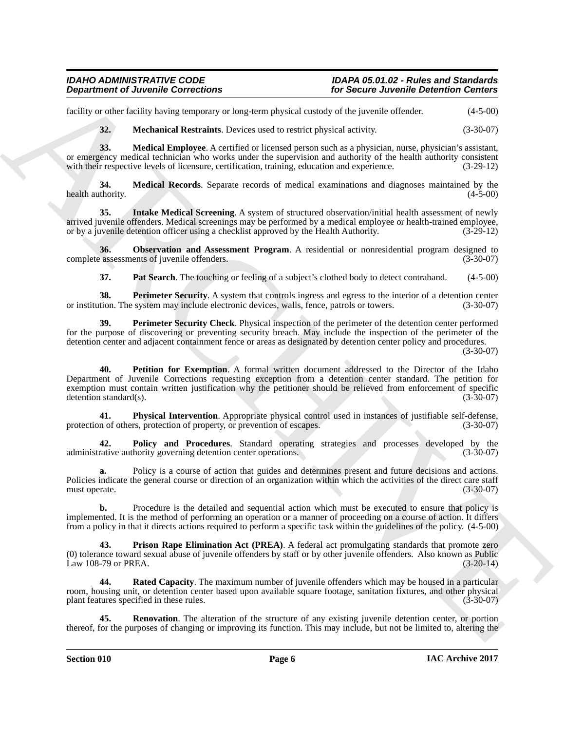facility or other facility having temporary or long-term physical custody of the juvenile offender. (4-5-00)

**32. Mechanical Restraints**. Devices used to restrict physical activity. (3-30-07)

**33. Medical Employee**. A certified or licensed person such as a physician, nurse, physician's assistant, or emergency medical technician who works under the supervision and authority of the health authority consistent with their respective levels of licensure, certification, training, education and experience. (3-29-12)

**34. Medical Records**. Separate records of medical examinations and diagnoses maintained by the health authority. (4-5-00)

**35. Intake Medical Screening**. A system of structured observation/initial health assessment of newly arrived juvenile offenders. Medical screenings may be performed by a medical employee or health-trained employee, or by a juvenile detention officer using a checklist approved by the Health Authority. (3-29-12)

**36. Observation and Assessment Program**. A residential or nonresidential program designed to complete assessments of juvenile offenders. (3-30-07)

**37. Pat Search**. The touching or feeling of a subject's clothed body to detect contraband. (4-5-00)

**38. Perimeter Security**. A system that controls ingress and egress to the interior of a detention center or institution. The system may include electronic devices, walls, fence, patrols or towers. (3-30-07)

**39. Perimeter Security Check**. Physical inspection of the perimeter of the detention center performed for the purpose of discovering or preventing security breach. May include the inspection of the perimeter of the detention center and adjacent containment fence or areas as designated by detention center policy and procedures. (3-30-07)

**40. Petition for Exemption**. A formal written document addressed to the Director of the Idaho Department of Juvenile Corrections requesting exception from a detention center standard. The petition for exemption must contain written justification why the petitioner should be relieved from enforcement of specific detention standard(s). (3-30-07)

**41. Physical Intervention**. Appropriate physical control used in instances of justifiable self-defense, protection of others, protection of property, or prevention of escapes. (3-30-07)

**42. Policy and Procedures**. Standard operating strategies and processes developed by the administrative authority governing detention center operations. (3-30-07)

**a.** Policy is a course of action that guides and determines present and future decisions and actions. Policies indicate the general course or direction of an organization within which the activities of the direct care staff must operate. (3-30-07)

**b.** Procedure is the detailed and sequential action which must be executed to ensure that policy is implemented. It is the method of performing an operation or a manner of proceeding on a course of action. It differs from a policy in that it directs actions required to perform a specific task within the guidelines of the policy. (4-5-00)

**43. Prison Rape Elimination Act (PREA)**. A federal act promulgating standards that promote zero (0) tolerance toward sexual abuse of juvenile offenders by staff or by other juvenile offenders. Also known as Public Law 108-79 or PREA. (3-20-14)

**44. Rated Capacity**. The maximum number of juvenile offenders which may be housed in a particular room, housing unit, or detention center based upon available square footage, sanitation fixtures, and other physical plant features specified in these rules. (3-30-07)

**45. Renovation**. The alteration of the structure of any existing juvenile detention center, or portion thereof, for the purposes of changing or improving its function. This may include, but not be limited to, altering the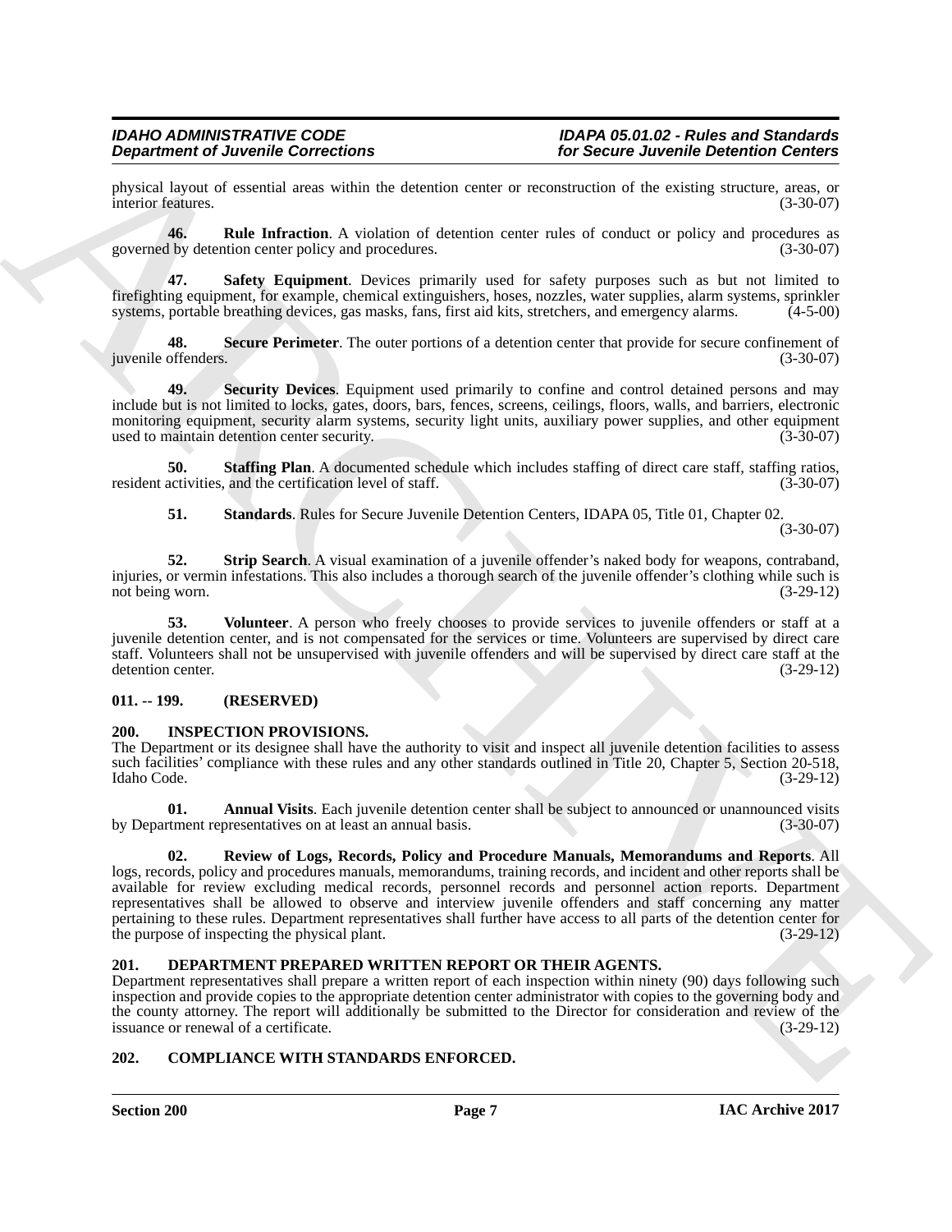physical layout of essential areas within the detention center or reconstruction of the existing structure, areas, or interior features. (3-30-07)

**46. Rule Infraction**. A violation of detention center rules of conduct or policy and procedures as governed by detention center policy and procedures. (3-30-07)

**47. Safety Equipment**. Devices primarily used for safety purposes such as but not limited to firefighting equipment, for example, chemical extinguishers, hoses, nozzles, water supplies, alarm systems, sprinkler systems, portable breathing devices, gas masks, fans, first aid kits, stretchers, and emergency alarms. (4-5-00)

**48. Secure Perimeter**. The outer portions of a detention center that provide for secure confinement of juvenile offenders. (3-30-07)

**49. Security Devices**. Equipment used primarily to confine and control detained persons and may include but is not limited to locks, gates, doors, bars, fences, screens, ceilings, floors, walls, and barriers, electronic monitoring equipment, security alarm systems, security light units, auxiliary power supplies, and other equipment used to maintain detention center security. (3-30-07)

**50. Staffing Plan**. A documented schedule which includes staffing of direct care staff, staffing ratios, resident activities, and the certification level of staff. (3-30-07)

**51. Standards**. Rules for Secure Juvenile Detention Centers, IDAPA 05, Title 01, Chapter 02. (3-30-07)

**52. Strip Search**. A visual examination of a juvenile offender's naked body for weapons, contraband, injuries, or vermin infestations. This also includes a thorough search of the juvenile offender's clothing while such is not being worn. (3-29-12)

**53. Volunteer**. A person who freely chooses to provide services to juvenile offenders or staff at a juvenile detention center, and is not compensated for the services or time. Volunteers are supervised by direct care staff. Volunteers shall not be unsupervised with juvenile offenders and will be supervised by direct care staff at the detention center. (3-29-12)

### 011. -- 199. (RESERVED)

### 200. INSPECTION PROVISIONS.

The Department or its designee shall have the authority to visit and inspect all juvenile detention facilities to assess such facilities' compliance with these rules and any other standards outlined in Title 20, Chapter 5, Section 20-518, Idaho Code. (3-29-12)

**01. Annual Visits**. Each juvenile detention center shall be subject to announced or unannounced visits by Department representatives on at least an annual basis. (3-30-07)

**02. Review of Logs, Records, Policy and Procedure Manuals, Memorandums and Reports**. All logs, records, policy and procedures manuals, memorandums, training records, and incident and other reports shall be available for review excluding medical records, personnel records and personnel action reports. Department representatives shall be allowed to observe and interview juvenile offenders and staff concerning any matter pertaining to these rules. Department representatives shall further have access to all parts of the detention center for the purpose of inspecting the physical plant. (3-29-12)

### 201. DEPARTMENT PREPARED WRITTEN REPORT OR THEIR AGENTS.

Department representatives shall prepare a written report of each inspection within ninety (90) days following such inspection and provide copies to the appropriate detention center administrator with copies to the governing body and the county attorney. The report will additionally be submitted to the Director for consideration and review of the issuance or renewal of a certificate. (3-29-12)

### 202. COMPLIANCE WITH STANDARDS ENFORCED.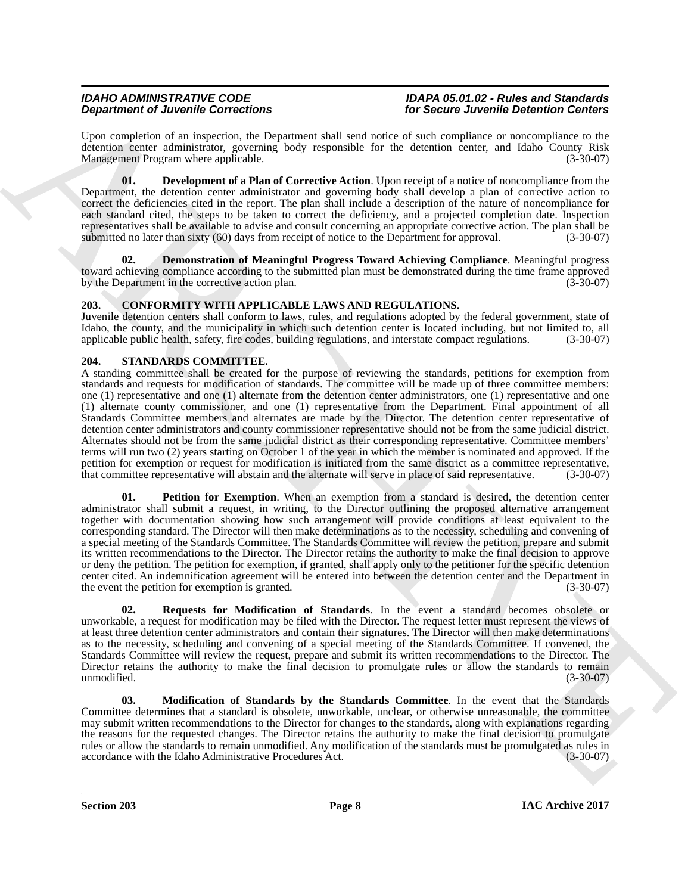Upon completion of an inspection, the Department shall send notice of such compliance or noncompliance to the detention center administrator, governing body responsible for the detention center, and Idaho County Risk Management Program where applicable. (3-30-07)

**01. Development of a Plan of Corrective Action**. Upon receipt of a notice of noncompliance from the Department, the detention center administrator and governing body shall develop a plan of corrective action to correct the deficiencies cited in the report. The plan shall include a description of the nature of noncompliance for each standard cited, the steps to be taken to correct the deficiency, and a projected completion date. Inspection representatives shall be available to advise and consult concerning an appropriate corrective action. The plan shall be submitted no later than sixty (60) days from receipt of notice to the Department for approval. (3-30-07)

**02. Demonstration of Meaningful Progress Toward Achieving Compliance**. Meaningful progress toward achieving compliance according to the submitted plan must be demonstrated during the time frame approved by the Department in the corrective action plan. (3-30-07)

## 203. CONFORMITY WITH APPLICABLE LAWS AND REGULATIONS.

Juvenile detention centers shall conform to laws, rules, and regulations adopted by the federal government, state of Idaho, the county, and the municipality in which such detention center is located including, but not limited to, all applicable public health, safety, fire codes, building regulations, and interstate compact regulations. (3-30-07)

## 204. STANDARDS COMMITTEE.

A standing committee shall be created for the purpose of reviewing the standards, petitions for exemption from standards and requests for modification of standards. The committee will be made up of three committee members: one (1) representative and one (1) alternate from the detention center administrators, one (1) representative and one (1) alternate county commissioner, and one (1) representative from the Department. Final appointment of all Standards Committee members and alternates are made by the Director. The detention center representative of detention center administrators and county commissioner representative should not be from the same judicial district. Alternates should not be from the same judicial district as their corresponding representative. Committee members' terms will run two (2) years starting on October 1 of the year in which the member is nominated and approved. If the petition for exemption or request for modification is initiated from the same district as a committee representative, that committee representative will abstain and the alternate will serve in place of said representative. (3-30-07)

**01. Petition for Exemption**. When an exemption from a standard is desired, the detention center administrator shall submit a request, in writing, to the Director outlining the proposed alternative arrangement together with documentation showing how such arrangement will provide conditions at least equivalent to the corresponding standard. The Director will then make determinations as to the necessity, scheduling and convening of a special meeting of the Standards Committee. The Standards Committee will review the petition, prepare and submit its written recommendations to the Director. The Director retains the authority to make the final decision to approve or deny the petition. The petition for exemption, if granted, shall apply only to the petitioner for the specific detention center cited. An indemnification agreement will be entered into between the detention center and the Department in the event the petition for exemption is granted. (3-30-07)

**02. Requests for Modification of Standards**. In the event a standard becomes obsolete or unworkable, a request for modification may be filed with the Director. The request letter must represent the views of at least three detention center administrators and contain their signatures. The Director will then make determinations as to the necessity, scheduling and convening of a special meeting of the Standards Committee. If convened, the Standards Committee will review the request, prepare and submit its written recommendations to the Director. The Director retains the authority to make the final decision to promulgate rules or allow the standards to remain unmodified. (3-30-07)

**03. Modification of Standards by the Standards Committee**. In the event that the Standards Committee determines that a standard is obsolete, unworkable, unclear, or otherwise unreasonable, the committee may submit written recommendations to the Director for changes to the standards, along with explanations regarding the reasons for the requested changes. The Director retains the authority to make the final decision to promulgate rules or allow the standards to remain unmodified. Any modification of the standards must be promulgated as rules in accordance with the Idaho Administrative Procedures Act. (3-30-07)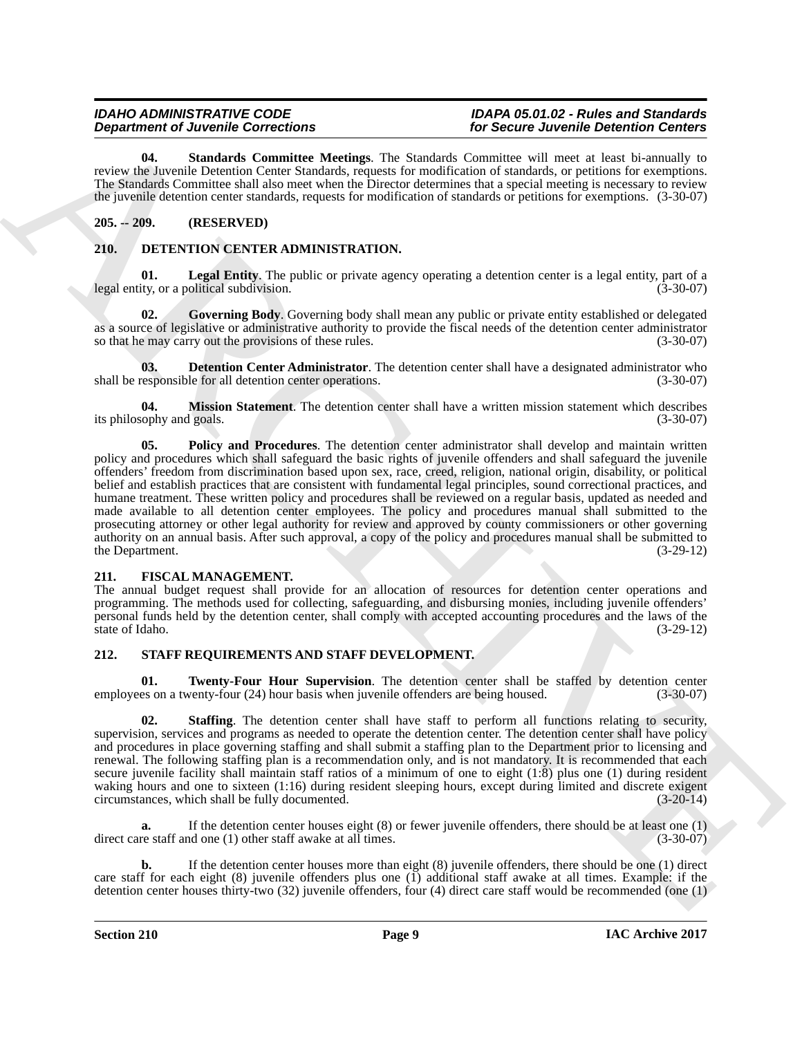**04. Standards Committee Meetings**. The Standards Committee will meet at least bi-annually to review the Juvenile Detention Center Standards, requests for modification of standards, or petitions for exemptions. The Standards Committee shall also meet when the Director determines that a special meeting is necessary to review the juvenile detention center standards, requests for modification of standards or petitions for exemptions. (3-30-07)

## 205. -- 209. (RESERVED)

## 210. DETENTION CENTER ADMINISTRATION.

**01. Legal Entity**. The public or private agency operating a detention center is a legal entity, part of a legal entity, or a political subdivision. (3-30-07)

**02. Governing Body**. Governing body shall mean any public or private entity established or delegated as a source of legislative or administrative authority to provide the fiscal needs of the detention center administrator so that he may carry out the provisions of these rules. (3-30-07)

**03. Detention Center Administrator**. The detention center shall have a designated administrator who shall be responsible for all detention center operations. (3-30-07)

**04. Mission Statement**. The detention center shall have a written mission statement which describes its philosophy and goals. (3-30-07)

**05. Policy and Procedures**. The detention center administrator shall develop and maintain written policy and procedures which shall safeguard the basic rights of juvenile offenders and shall safeguard the juvenile offenders' freedom from discrimination based upon sex, race, creed, religion, national origin, disability, or political belief and establish practices that are consistent with fundamental legal principles, sound correctional practices, and humane treatment. These written policy and procedures shall be reviewed on a regular basis, updated as needed and made available to all detention center employees. The policy and procedures manual shall submitted to the prosecuting attorney or other legal authority for review and approved by county commissioners or other governing authority on an annual basis. After such approval, a copy of the policy and procedures manual shall be submitted to the Department. (3-29-12)

## 211. FISCAL MANAGEMENT.

The annual budget request shall provide for an allocation of resources for detention center operations and programming. The methods used for collecting, safeguarding, and disbursing monies, including juvenile offenders' personal funds held by the detention center, shall comply with accepted accounting procedures and the laws of the state of Idaho. (3-29-12)

## 212. STAFF REQUIREMENTS AND STAFF DEVELOPMENT.

**01. Twenty-Four Hour Supervision**. The detention center shall be staffed by detention center employees on a twenty-four (24) hour basis when juvenile offenders are being housed. (3-30-07)

**02. Staffing**. The detention center shall have staff to perform all functions relating to security, supervision, services and programs as needed to operate the detention center. The detention center shall have policy and procedures in place governing staffing and shall submit a staffing plan to the Department prior to licensing and renewal. The following staffing plan is a recommendation only, and is not mandatory. It is recommended that each secure juvenile facility shall maintain staff ratios of a minimum of one to eight (1:8) plus one (1) during resident waking hours and one to sixteen (1:16) during resident sleeping hours, except during limited and discrete exigent circumstances, which shall be fully documented. (3-20-14)

**a.** If the detention center houses eight (8) or fewer juvenile offenders, there should be at least one (1) direct care staff and one (1) other staff awake at all times. (3-30-07)

**b.** If the detention center houses more than eight (8) juvenile offenders, there should be one (1) direct care staff for each eight (8) juvenile offenders plus one (1) additional staff awake at all times. Example: if the detention center houses thirty-two (32) juvenile offenders, four (4) direct care staff would be recommended (one (1)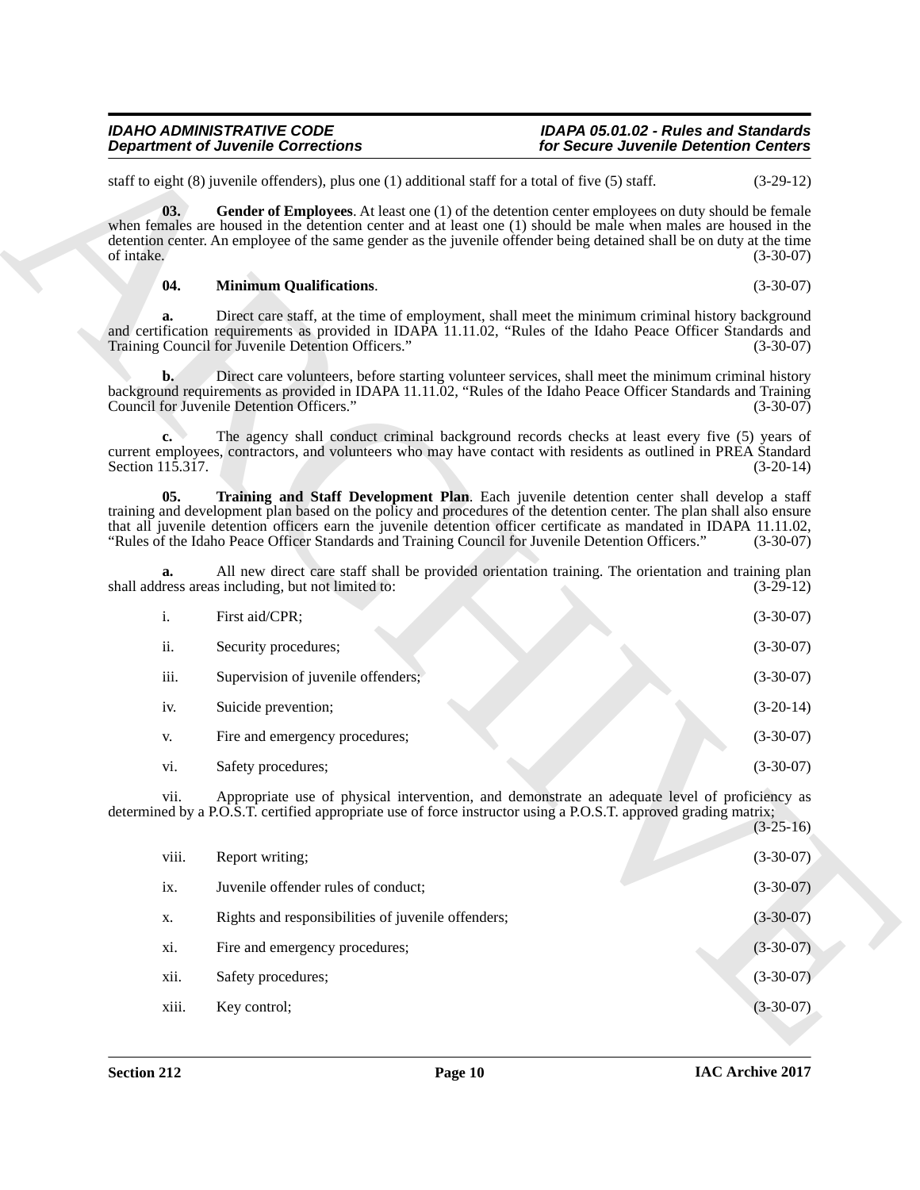staff to eight (8) juvenile offenders), plus one (1) additional staff for a total of five (5) staff. (3-29-12)

**03. Gender of Employees**. At least one (1) of the detention center employees on duty should be female when females are housed in the detention center and at least one (1) should be male when males are housed in the detention center. An employee of the same gender as the juvenile offender being detained shall be on duty at the time of intake. (3-30-07)

**04. Minimum Qualifications**. (3-30-07)

**a.** Direct care staff, at the time of employment, shall meet the minimum criminal history background and certification requirements as provided in IDAPA 11.11.02, "Rules of the Idaho Peace Officer Standards and Training Council for Juvenile Detention Officers." (3-30-07)

**b.** Direct care volunteers, before starting volunteer services, shall meet the minimum criminal history background requirements as provided in IDAPA 11.11.02, "Rules of the Idaho Peace Officer Standards and Training Council for Juvenile Detention Officers." (3-30-07)

**c.** The agency shall conduct criminal background records checks at least every five (5) years of current employees, contractors, and volunteers who may have contact with residents as outlined in PREA Standard Section 115.317. (3-20-14)

**05. Training and Staff Development Plan**. Each juvenile detention center shall develop a staff training and development plan based on the policy and procedures of the detention center. The plan shall also ensure that all juvenile detention officers earn the juvenile detention officer certificate as mandated in IDAPA 11.11.02, "Rules of the Idaho Peace Officer Standards and Training Council for Juvenile Detention Officers." (3-30-07)

**a.** All new direct care staff shall be provided orientation training. The orientation and training plan shall address areas including, but not limited to: (3-29-12)

i. First aid/CPR; (3-30-07)

ii. Security procedures; (3-30-07)

iii. Supervision of juvenile offenders; (3-30-07)

iv. Suicide prevention; (3-20-14)

v. Fire and emergency procedures; (3-30-07)

vi. Safety procedures; (3-30-07)

vii. Appropriate use of physical intervention, and demonstrate an adequate level of proficiency as determined by a P.O.S.T. certified appropriate use of force instructor using a P.O.S.T. approved grading matrix; (3-25-16)

viii. Report writing; (3-30-07)

ix. Juvenile offender rules of conduct; (3-30-07)

x. Rights and responsibilities of juvenile offenders; (3-30-07)

xi. Fire and emergency procedures; (3-30-07)

xii. Safety procedures; (3-30-07)

xiii. Key control; (3-30-07)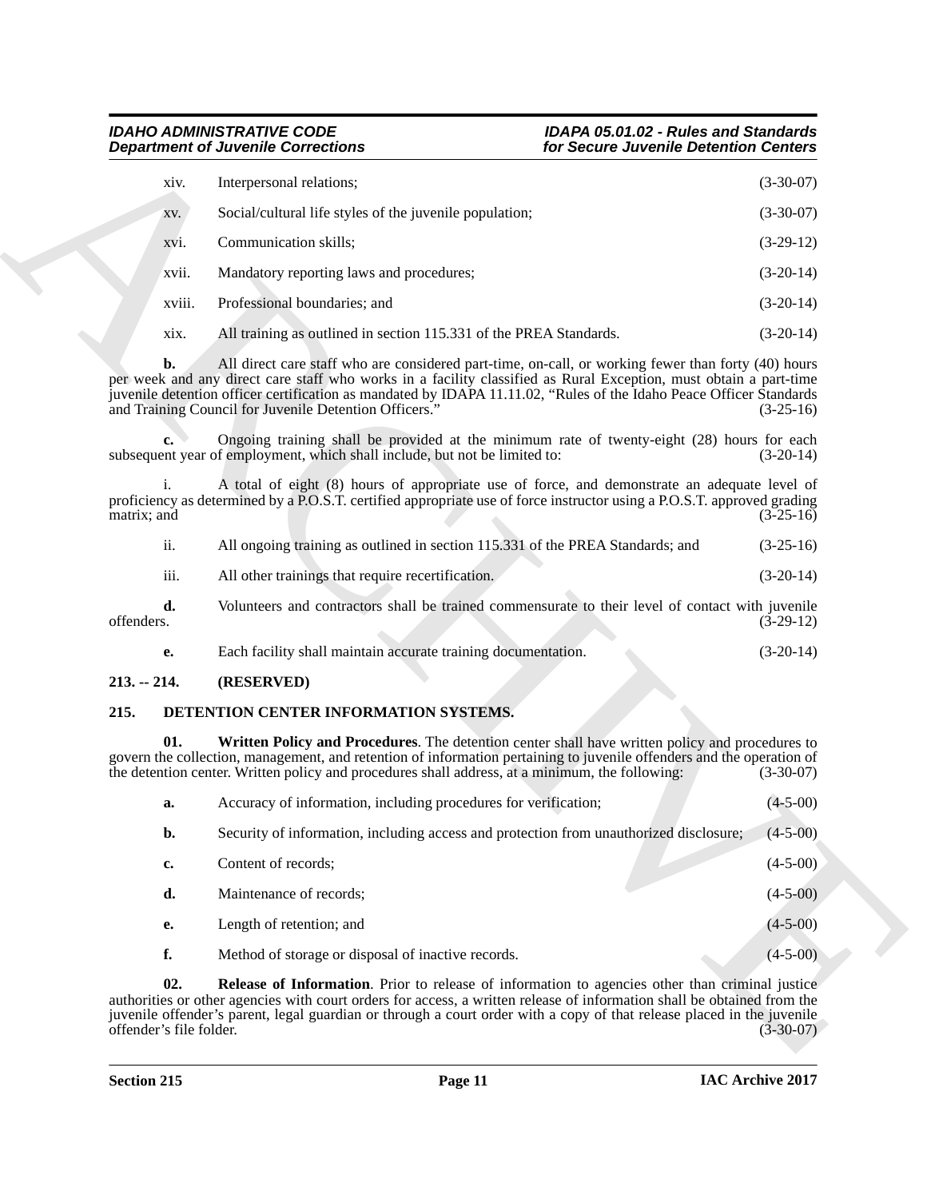xiv. Interpersonal relations; (3-30-07)

xv. Social/cultural life styles of the juvenile population; (3-30-07)

xvi. Communication skills; (3-29-12)

xvii. Mandatory reporting laws and procedures; (3-20-14)

xviii. Professional boundaries; and (3-20-14)

xix. All training as outlined in section 115.331 of the PREA Standards. (3-20-14)

**b.** All direct care staff who are considered part-time, on-call, or working fewer than forty (40) hours per week and any direct care staff who works in a facility classified as Rural Exception, must obtain a part-time juvenile detention officer certification as mandated by IDAPA 11.11.02, "Rules of the Idaho Peace Officer Standards and Training Council for Juvenile Detention Officers." (3-25-16)

**c.** Ongoing training shall be provided at the minimum rate of twenty-eight (28) hours for each subsequent year of employment, which shall include, but not be limited to: (3-20-14)

i. A total of eight (8) hours of appropriate use of force, and demonstrate an adequate level of proficiency as determined by a P.O.S.T. certified appropriate use of force instructor using a P.O.S.T. approved grading matrix; and (3-25-16)

ii. All ongoing training as outlined in section 115.331 of the PREA Standards; and (3-25-16)

iii. All other trainings that require recertification. (3-20-14)

**d.** Volunteers and contractors shall be trained commensurate to their level of contact with juvenile offenders. (3-29-12)

**e.** Each facility shall maintain accurate training documentation. (3-20-14)

## 213. -- 214. (RESERVED)

## 215. DETENTION CENTER INFORMATION SYSTEMS.

**01. Written Policy and Procedures**. The detention center shall have written policy and procedures to govern the collection, management, and retention of information pertaining to juvenile offenders and the operation of the detention center. Written policy and procedures shall address, at a minimum, the following: (3-30-07)

**a.** Accuracy of information, including procedures for verification; (4-5-00)

**b.** Security of information, including access and protection from unauthorized disclosure; (4-5-00)

**c.** Content of records; (4-5-00)

**d.** Maintenance of records; (4-5-00)

**e.** Length of retention; and (4-5-00)

**f.** Method of storage or disposal of inactive records. (4-5-00)

**02. Release of Information**. Prior to release of information to agencies other than criminal justice authorities or other agencies with court orders for access, a written release of information shall be obtained from the juvenile offender's parent, legal guardian or through a court order with a copy of that release placed in the juvenile offender's file folder. (3-30-07)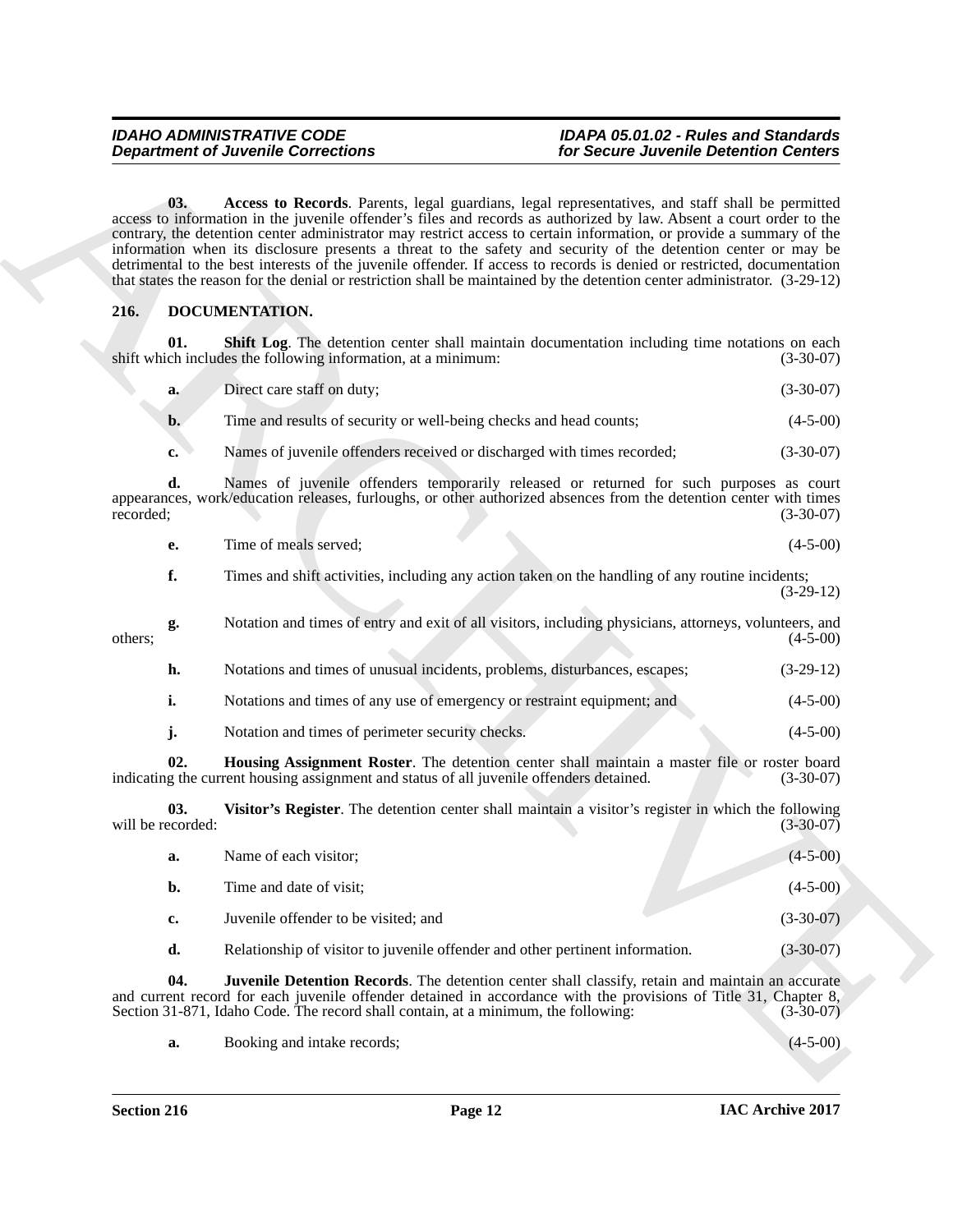**03. Access to Records**. Parents, legal guardians, legal representatives, and staff shall be permitted access to information in the juvenile offender's files and records as authorized by law. Absent a court order to the contrary, the detention center administrator may restrict access to certain information, or provide a summary of the information when its disclosure presents a threat to the safety and security of the detention center or may be detrimental to the best interests of the juvenile offender. If access to records is denied or restricted, documentation that states the reason for the denial or restriction shall be maintained by the detention center administrator. (3-29-12)

## 216. DOCUMENTATION.

**01. Shift Log**. The detention center shall maintain documentation including time notations on each shift which includes the following information, at a minimum: (3-30-07)

**a.** Direct care staff on duty; (3-30-07)

**b.** Time and results of security or well-being checks and head counts; (4-5-00)

**c.** Names of juvenile offenders received or discharged with times recorded; (3-30-07)

**d.** Names of juvenile offenders temporarily released or returned for such purposes as court appearances, work/education releases, furloughs, or other authorized absences from the detention center with times recorded; (3-30-07)

**e.** Time of meals served; (4-5-00)

**f.** Times and shift activities, including any action taken on the handling of any routine incidents; (3-29-12)

**g.** Notation and times of entry and exit of all visitors, including physicians, attorneys, volunteers, and others; (4-5-00)

**h.** Notations and times of unusual incidents, problems, disturbances, escapes; (3-29-12)

**i.** Notations and times of any use of emergency or restraint equipment; and (4-5-00)

**j.** Notation and times of perimeter security checks. (4-5-00)

**02. Housing Assignment Roster**. The detention center shall maintain a master file or roster board indicating the current housing assignment and status of all juvenile offenders detained. (3-30-07)

**03. Visitor's Register**. The detention center shall maintain a visitor's register in which the following will be recorded: (3-30-07)

**a.** Name of each visitor; (4-5-00)

**b.** Time and date of visit; (4-5-00)

**c.** Juvenile offender to be visited; and (3-30-07)

**d.** Relationship of visitor to juvenile offender and other pertinent information. (3-30-07)

**04. Juvenile Detention Records**. The detention center shall classify, retain and maintain an accurate and current record for each juvenile offender detained in accordance with the provisions of Title 31, Chapter 8, Section 31-871, Idaho Code. The record shall contain, at a minimum, the following: (3-30-07)

**a.** Booking and intake records; (4-5-00)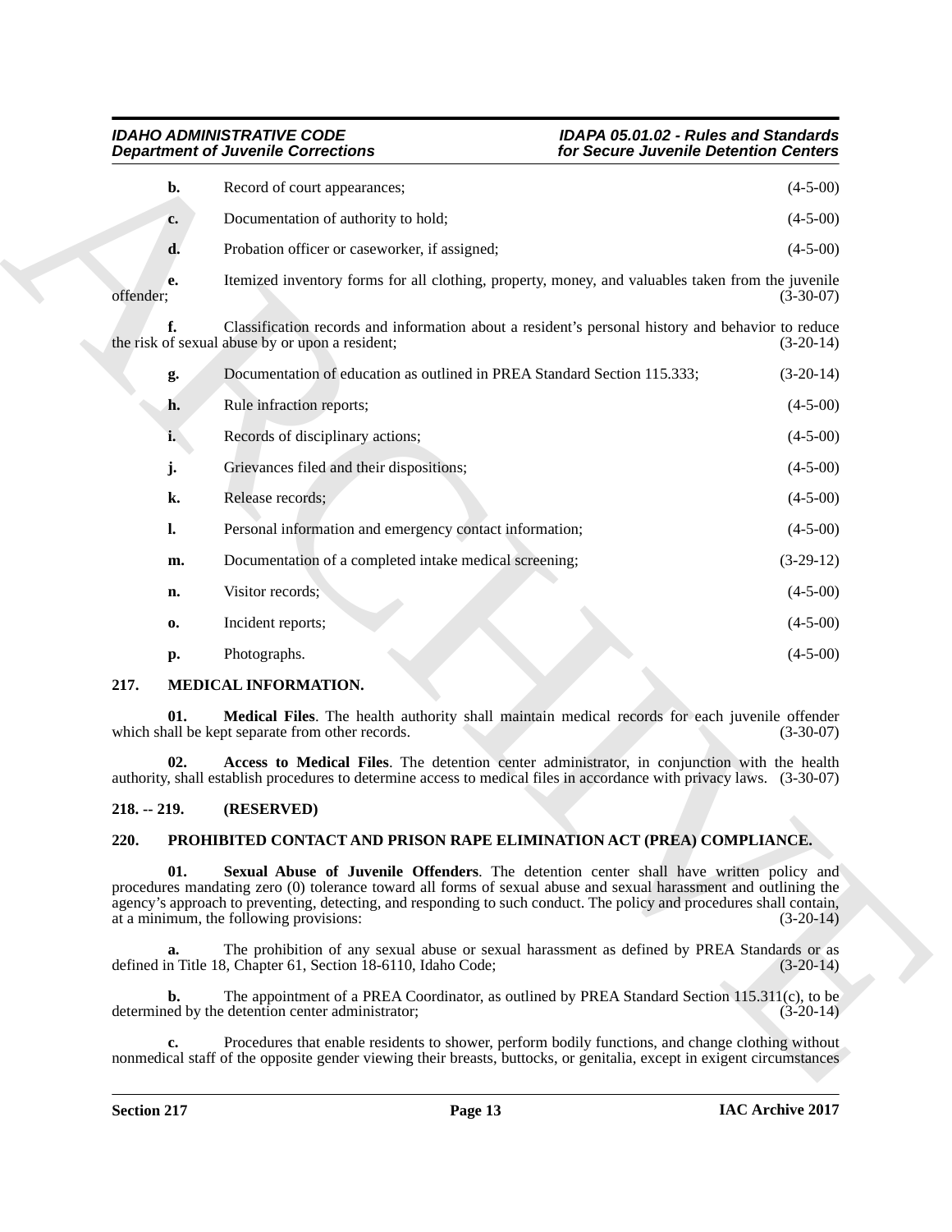**b.** Record of court appearances; (4-5-00)

**c.** Documentation of authority to hold; (4-5-00)

**d.** Probation officer or caseworker, if assigned; (4-5-00)

**e.** Itemized inventory forms for all clothing, property, money, and valuables taken from the juvenile offender; (3-30-07)

**f.** Classification records and information about a resident's personal history and behavior to reduce the risk of sexual abuse by or upon a resident; (3-20-14)

**g.** Documentation of education as outlined in PREA Standard Section 115.333; (3-20-14)

**h.** Rule infraction reports; (4-5-00)

**i.** Records of disciplinary actions; (4-5-00)

**j.** Grievances filed and their dispositions; (4-5-00)

**k.** Release records; (4-5-00)

**l.** Personal information and emergency contact information; (4-5-00)

**m.** Documentation of a completed intake medical screening; (3-29-12)

**n.** Visitor records; (4-5-00)

**o.** Incident reports; (4-5-00)

**p.** Photographs. (4-5-00)

**217. MEDICAL INFORMATION.**

**01. Medical Files**. The health authority shall maintain medical records for each juvenile offender which shall be kept separate from other records. (3-30-07)

**02. Access to Medical Files**. The detention center administrator, in conjunction with the health authority, shall establish procedures to determine access to medical files in accordance with privacy laws. (3-30-07)

**218. -- 219. (RESERVED)**

**220. PROHIBITED CONTACT AND PRISON RAPE ELIMINATION ACT (PREA) COMPLIANCE.**

**01. Sexual Abuse of Juvenile Offenders**. The detention center shall have written policy and procedures mandating zero (0) tolerance toward all forms of sexual abuse and sexual harassment and outlining the agency's approach to preventing, detecting, and responding to such conduct. The policy and procedures shall contain, at a minimum, the following provisions: (3-20-14)

**a.** The prohibition of any sexual abuse or sexual harassment as defined by PREA Standards or as defined in Title 18, Chapter 61, Section 18-6110, Idaho Code; (3-20-14)

**b.** The appointment of a PREA Coordinator, as outlined by PREA Standard Section 115.311(c), to be determined by the detention center administrator; (3-20-14)

**c.** Procedures that enable residents to shower, perform bodily functions, and change clothing without nonmedical staff of the opposite gender viewing their breasts, buttocks, or genitalia, except in exigent circumstances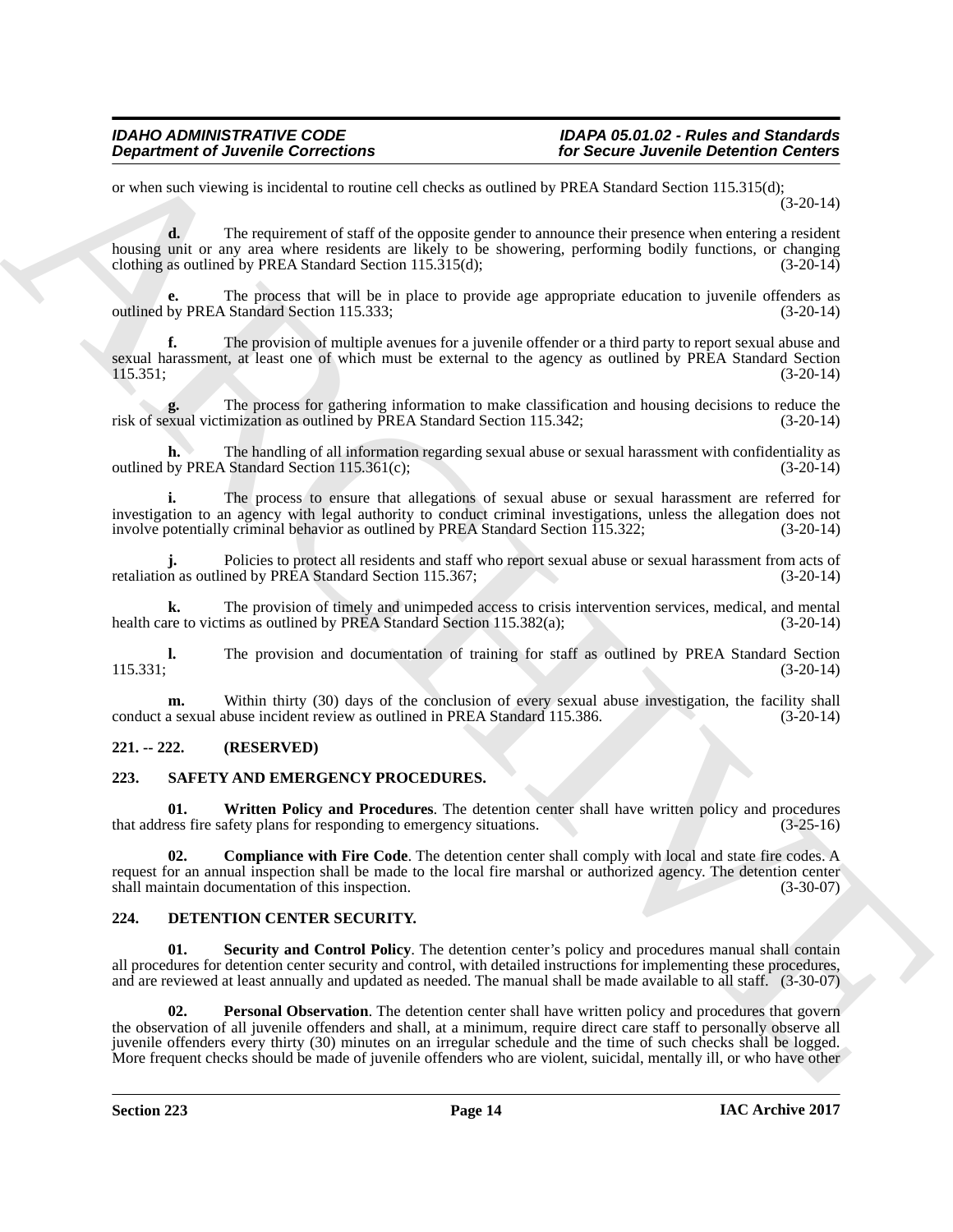or when such viewing is incidental to routine cell checks as outlined by PREA Standard Section 115.315(d); (3-20-14)

**d.** The requirement of staff of the opposite gender to announce their presence when entering a resident housing unit or any area where residents are likely to be showering, performing bodily functions, or changing clothing as outlined by PREA Standard Section 115.315(d); (3-20-14)

**e.** The process that will be in place to provide age appropriate education to juvenile offenders as outlined by PREA Standard Section 115.333; (3-20-14)

**f.** The provision of multiple avenues for a juvenile offender or a third party to report sexual abuse and sexual harassment, at least one of which must be external to the agency as outlined by PREA Standard Section 115.351; (3-20-14)

**g.** The process for gathering information to make classification and housing decisions to reduce the risk of sexual victimization as outlined by PREA Standard Section 115.342; (3-20-14)

**h.** The handling of all information regarding sexual abuse or sexual harassment with confidentiality as outlined by PREA Standard Section 115.361(c); (3-20-14)

**i.** The process to ensure that allegations of sexual abuse or sexual harassment are referred for investigation to an agency with legal authority to conduct criminal investigations, unless the allegation does not involve potentially criminal behavior as outlined by PREA Standard Section 115.322; (3-20-14)

**j.** Policies to protect all residents and staff who report sexual abuse or sexual harassment from acts of retaliation as outlined by PREA Standard Section 115.367; (3-20-14)

**k.** The provision of timely and unimpeded access to crisis intervention services, medical, and mental health care to victims as outlined by PREA Standard Section 115.382(a); (3-20-14)

**l.** The provision and documentation of training for staff as outlined by PREA Standard Section 115.331; (3-20-14)

**m.** Within thirty (30) days of the conclusion of every sexual abuse investigation, the facility shall conduct a sexual abuse incident review as outlined in PREA Standard 115.386. (3-20-14)

## 221. -- 222. (RESERVED)

## 223. SAFETY AND EMERGENCY PROCEDURES.

**01. Written Policy and Procedures**. The detention center shall have written policy and procedures that address fire safety plans for responding to emergency situations. (3-25-16)

**02. Compliance with Fire Code**. The detention center shall comply with local and state fire codes. A request for an annual inspection shall be made to the local fire marshal or authorized agency. The detention center shall maintain documentation of this inspection. (3-30-07)

## 224. DETENTION CENTER SECURITY.

**01. Security and Control Policy**. The detention center's policy and procedures manual shall contain all procedures for detention center security and control, with detailed instructions for implementing these procedures, and are reviewed at least annually and updated as needed. The manual shall be made available to all staff. (3-30-07)

**02. Personal Observation**. The detention center shall have written policy and procedures that govern the observation of all juvenile offenders and shall, at a minimum, require direct care staff to personally observe all juvenile offenders every thirty (30) minutes on an irregular schedule and the time of such checks shall be logged. More frequent checks should be made of juvenile offenders who are violent, suicidal, mentally ill, or who have other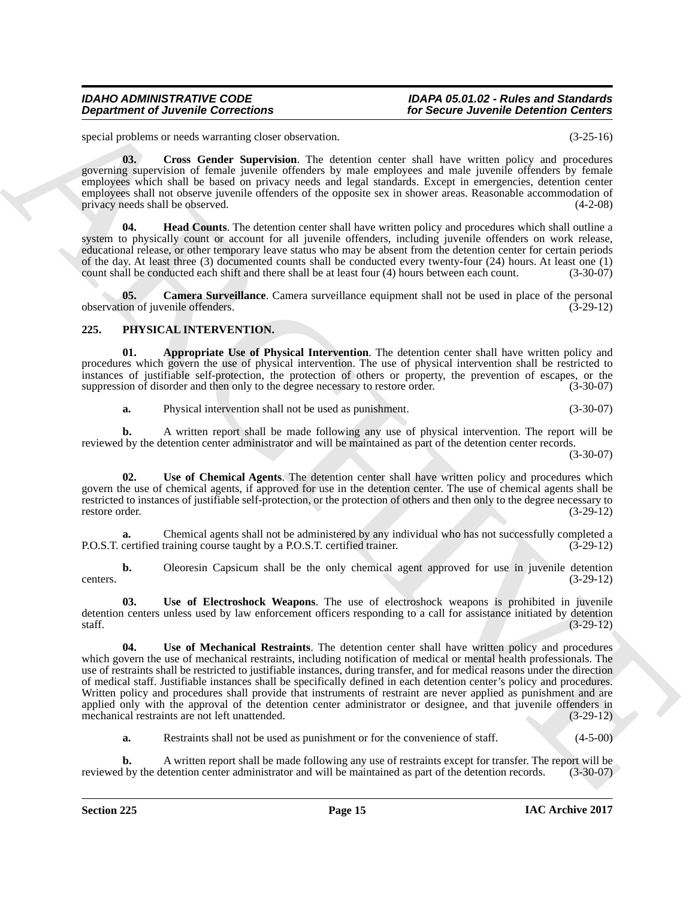special problems or needs warranting closer observation. (3-25-16)

**03. Cross Gender Supervision**. The detention center shall have written policy and procedures governing supervision of female juvenile offenders by male employees and male juvenile offenders by female employees which shall be based on privacy needs and legal standards. Except in emergencies, detention center employees shall not observe juvenile offenders of the opposite sex in shower areas. Reasonable accommodation of privacy needs shall be observed. (4-2-08)

**04. Head Counts**. The detention center shall have written policy and procedures which shall outline a system to physically count or account for all juvenile offenders, including juvenile offenders on work release, educational release, or other temporary leave status who may be absent from the detention center for certain periods of the day. At least three (3) documented counts shall be conducted every twenty-four (24) hours. At least one (1) count shall be conducted each shift and there shall be at least four (4) hours between each count. (3-30-07)

**05. Camera Surveillance**. Camera surveillance equipment shall not be used in place of the personal observation of juvenile offenders. (3-29-12)

## 225. PHYSICAL INTERVENTION.

**01. Appropriate Use of Physical Intervention**. The detention center shall have written policy and procedures which govern the use of physical intervention. The use of physical intervention shall be restricted to instances of justifiable self-protection, the protection of others or property, the prevention of escapes, or the suppression of disorder and then only to the degree necessary to restore order. (3-30-07)

**a.** Physical intervention shall not be used as punishment. (3-30-07)

**b.** A written report shall be made following any use of physical intervention. The report will be reviewed by the detention center administrator and will be maintained as part of the detention center records. (3-30-07)

**02. Use of Chemical Agents**. The detention center shall have written policy and procedures which govern the use of chemical agents, if approved for use in the detention center. The use of chemical agents shall be restricted to instances of justifiable self-protection, or the protection of others and then only to the degree necessary to restore order. (3-29-12)

**a.** Chemical agents shall not be administered by any individual who has not successfully completed a P.O.S.T. certified training course taught by a P.O.S.T. certified trainer. (3-29-12)

**b.** Oleoresin Capsicum shall be the only chemical agent approved for use in juvenile detention centers. (3-29-12)

**03. Use of Electroshock Weapons**. The use of electroshock weapons is prohibited in juvenile detention centers unless used by law enforcement officers responding to a call for assistance initiated by detention staff. (3-29-12)

**04. Use of Mechanical Restraints**. The detention center shall have written policy and procedures which govern the use of mechanical restraints, including notification of medical or mental health professionals. The use of restraints shall be restricted to justifiable instances, during transfer, and for medical reasons under the direction of medical staff. Justifiable instances shall be specifically defined in each detention center's policy and procedures. Written policy and procedures shall provide that instruments of restraint are never applied as punishment and are applied only with the approval of the detention center administrator or designee, and that juvenile offenders in mechanical restraints are not left unattended. (3-29-12)

**a.** Restraints shall not be used as punishment or for the convenience of staff. (4-5-00)

**b.** A written report shall be made following any use of restraints except for transfer. The report will be reviewed by the detention center administrator and will be maintained as part of the detention records. (3-30-07)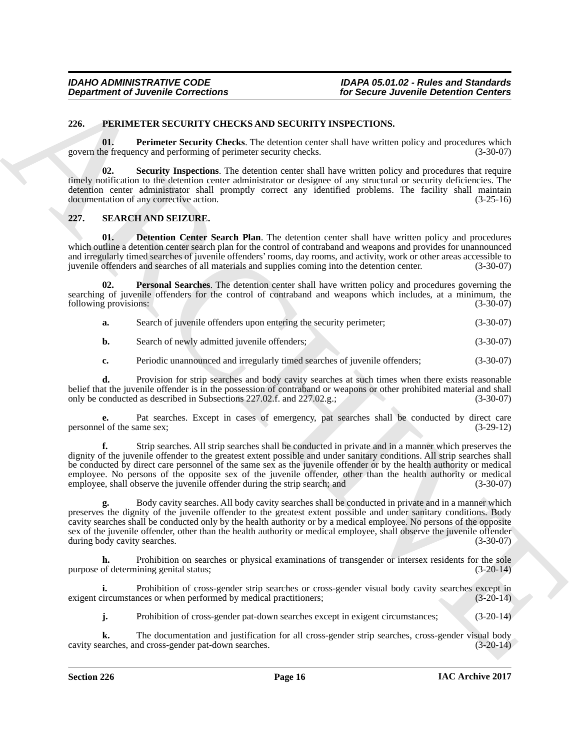## 226. PERIMETER SECURITY CHECKS AND SECURITY INSPECTIONS.

**01. Perimeter Security Checks**. The detention center shall have written policy and procedures which govern the frequency and performing of perimeter security checks. (3-30-07)

**02. Security Inspections**. The detention center shall have written policy and procedures that require timely notification to the detention center administrator or designee of any structural or security deficiencies. The detention center administrator shall promptly correct any identified problems. The facility shall maintain documentation of any corrective action. (3-25-16)

## 227. SEARCH AND SEIZURE.

**01. Detention Center Search Plan**. The detention center shall have written policy and procedures which outline a detention center search plan for the control of contraband and weapons and provides for unannounced and irregularly timed searches of juvenile offenders' rooms, day rooms, and activity, work or other areas accessible to juvenile offenders and searches of all materials and supplies coming into the detention center. (3-30-07)

**02. Personal Searches**. The detention center shall have written policy and procedures governing the searching of juvenile offenders for the control of contraband and weapons which includes, at a minimum, the following provisions: (3-30-07)

**a.** Search of juvenile offenders upon entering the security perimeter; (3-30-07)

**b.** Search of newly admitted juvenile offenders; (3-30-07)

**c.** Periodic unannounced and irregularly timed searches of juvenile offenders; (3-30-07)

**d.** Provision for strip searches and body cavity searches at such times when there exists reasonable belief that the juvenile offender is in the possession of contraband or weapons or other prohibited material and shall only be conducted as described in Subsections 227.02.f. and 227.02.g.; (3-30-07)

**e.** Pat searches. Except in cases of emergency, pat searches shall be conducted by direct care personnel of the same sex; (3-29-12)

**f.** Strip searches. All strip searches shall be conducted in private and in a manner which preserves the dignity of the juvenile offender to the greatest extent possible and under sanitary conditions. All strip searches shall be conducted by direct care personnel of the same sex as the juvenile offender or by the health authority or medical employee. No persons of the opposite sex of the juvenile offender, other than the health authority or medical employee, shall observe the juvenile offender during the strip search; and (3-30-07)

**g.** Body cavity searches. All body cavity searches shall be conducted in private and in a manner which preserves the dignity of the juvenile offender to the greatest extent possible and under sanitary conditions. Body cavity searches shall be conducted only by the health authority or by a medical employee. No persons of the opposite sex of the juvenile offender, other than the health authority or medical employee, shall observe the juvenile offender during body cavity searches. (3-30-07)

**h.** Prohibition on searches or physical examinations of transgender or intersex residents for the sole purpose of determining genital status; (3-20-14)

**i.** Prohibition of cross-gender strip searches or cross-gender visual body cavity searches except in exigent circumstances or when performed by medical practitioners; (3-20-14)

**j.** Prohibition of cross-gender pat-down searches except in exigent circumstances; (3-20-14)

**k.** The documentation and justification for all cross-gender strip searches, cross-gender visual body cavity searches, and cross-gender pat-down searches. (3-20-14)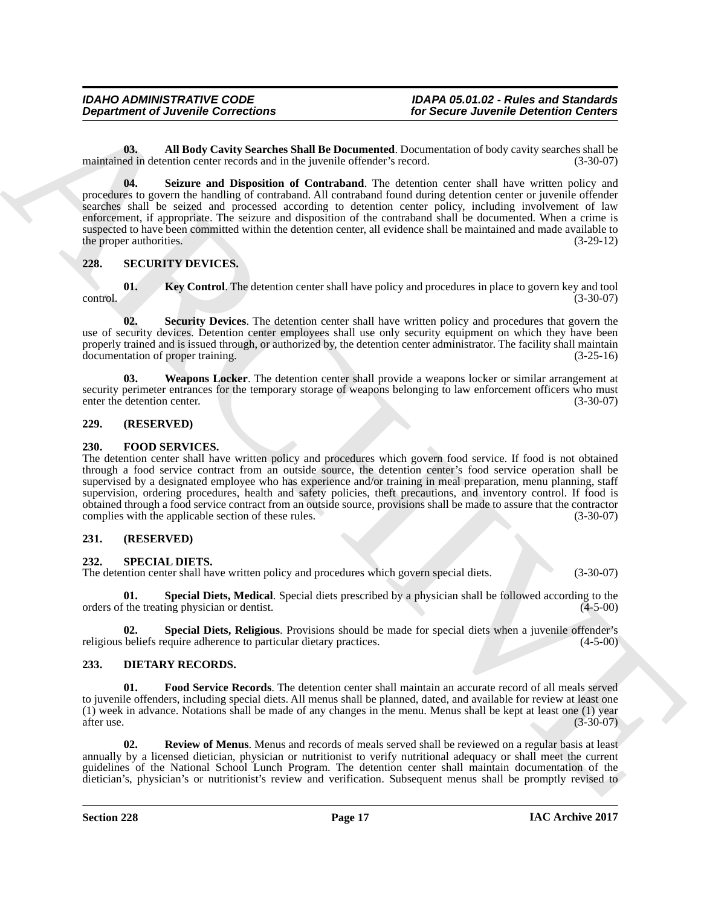**03. All Body Cavity Searches Shall Be Documented**. Documentation of body cavity searches shall be maintained in detention center records and in the juvenile offender's record. (3-30-07)

**04. Seizure and Disposition of Contraband**. The detention center shall have written policy and procedures to govern the handling of contraband. All contraband found during detention center or juvenile offender searches shall be seized and processed according to detention center policy, including involvement of law enforcement, if appropriate. The seizure and disposition of the contraband shall be documented. When a crime is suspected to have been committed within the detention center, all evidence shall be maintained and made available to the proper authorities. (3-29-12)

## 228. SECURITY DEVICES.

**01. Key Control**. The detention center shall have policy and procedures in place to govern key and tool control. (3-30-07)

**02. Security Devices**. The detention center shall have written policy and procedures that govern the use of security devices. Detention center employees shall use only security equipment on which they have been properly trained and is issued through, or authorized by, the detention center administrator. The facility shall maintain documentation of proper training. (3-25-16)

**03. Weapons Locker**. The detention center shall provide a weapons locker or similar arrangement at security perimeter entrances for the temporary storage of weapons belonging to law enforcement officers who must enter the detention center. (3-30-07)

## 229. (RESERVED)

## 230. FOOD SERVICES.

The detention center shall have written policy and procedures which govern food service. If food is not obtained through a food service contract from an outside source, the detention center's food service operation shall be supervised by a designated employee who has experience and/or training in meal preparation, menu planning, staff supervision, ordering procedures, health and safety policies, theft precautions, and inventory control. If food is obtained through a food service contract from an outside source, provisions shall be made to assure that the contractor complies with the applicable section of these rules. (3-30-07)

## 231. (RESERVED)

## 232. SPECIAL DIETS.

The detention center shall have written policy and procedures which govern special diets. (3-30-07)

**01. Special Diets, Medical**. Special diets prescribed by a physician shall be followed according to the orders of the treating physician or dentist. (4-5-00)

**02. Special Diets, Religious**. Provisions should be made for special diets when a juvenile offender's religious beliefs require adherence to particular dietary practices. (4-5-00)

## 233. DIETARY RECORDS.

**01. Food Service Records**. The detention center shall maintain an accurate record of all meals served to juvenile offenders, including special diets. All menus shall be planned, dated, and available for review at least one (1) week in advance. Notations shall be made of any changes in the menu. Menus shall be kept at least one (1) year after use. (3-30-07)

**02. Review of Menus**. Menus and records of meals served shall be reviewed on a regular basis at least annually by a licensed dietician, physician or nutritionist to verify nutritional adequacy or shall meet the current guidelines of the National School Lunch Program. The detention center shall maintain documentation of the dietician's, physician's or nutritionist's review and verification. Subsequent menus shall be promptly revised to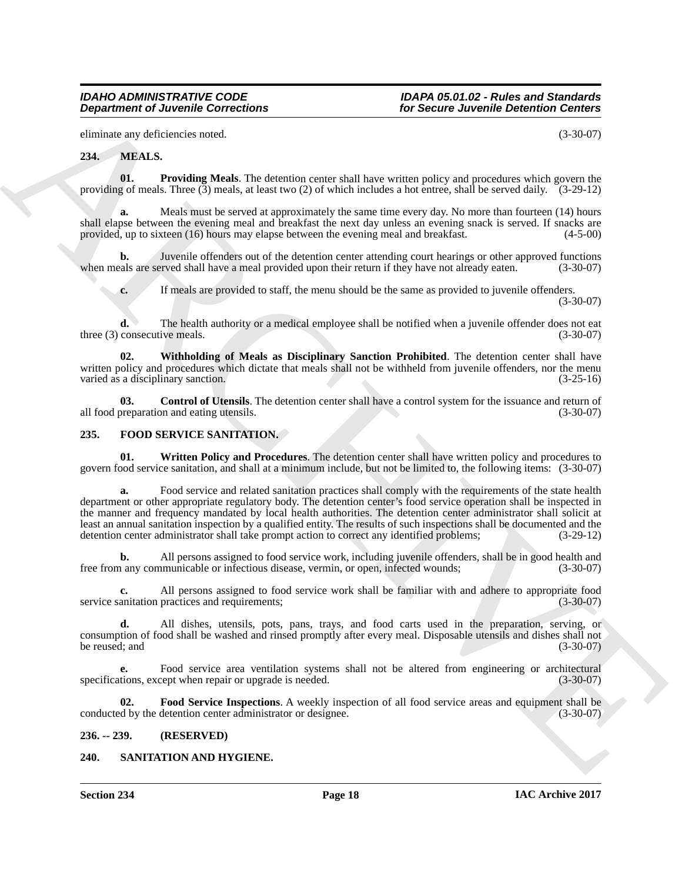eliminate any deficiencies noted. (3-30-07)

## 234. MEALS.

**01. Providing Meals**. The detention center shall have written policy and procedures which govern the providing of meals. Three (3) meals, at least two (2) of which includes a hot entree, shall be served daily. (3-29-12)

**a.** Meals must be served at approximately the same time every day. No more than fourteen (14) hours shall elapse between the evening meal and breakfast the next day unless an evening snack is served. If snacks are provided, up to sixteen (16) hours may elapse between the evening meal and breakfast. (4-5-00)

**b.** Juvenile offenders out of the detention center attending court hearings or other approved functions when meals are served shall have a meal provided upon their return if they have not already eaten. (3-30-07)

**c.** If meals are provided to staff, the menu should be the same as provided to juvenile offenders. (3-30-07)

**d.** The health authority or a medical employee shall be notified when a juvenile offender does not eat three (3) consecutive meals. (3-30-07)

**02. Withholding of Meals as Disciplinary Sanction Prohibited**. The detention center shall have written policy and procedures which dictate that meals shall not be withheld from juvenile offenders, nor the menu varied as a disciplinary sanction. (3-25-16)

**03. Control of Utensils**. The detention center shall have a control system for the issuance and return of all food preparation and eating utensils. (3-30-07)

## 235. FOOD SERVICE SANITATION.

**01. Written Policy and Procedures**. The detention center shall have written policy and procedures to govern food service sanitation, and shall at a minimum include, but not be limited to, the following items: (3-30-07)

**a.** Food service and related sanitation practices shall comply with the requirements of the state health department or other appropriate regulatory body. The detention center's food service operation shall be inspected in the manner and frequency mandated by local health authorities. The detention center administrator shall solicit at least an annual sanitation inspection by a qualified entity. The results of such inspections shall be documented and the detention center administrator shall take prompt action to correct any identified problems; (3-29-12)

**b.** All persons assigned to food service work, including juvenile offenders, shall be in good health and free from any communicable or infectious disease, vermin, or open, infected wounds; (3-30-07)

**c.** All persons assigned to food service work shall be familiar with and adhere to appropriate food service sanitation practices and requirements; (3-30-07)

**d.** All dishes, utensils, pots, pans, trays, and food carts used in the preparation, serving, or consumption of food shall be washed and rinsed promptly after every meal. Disposable utensils and dishes shall not be reused; and (3-30-07)

**e.** Food service area ventilation systems shall not be altered from engineering or architectural specifications, except when repair or upgrade is needed. (3-30-07)

**02. Food Service Inspections**. A weekly inspection of all food service areas and equipment shall be conducted by the detention center administrator or designee. (3-30-07)

## 236. -- 239. (RESERVED)

## 240. SANITATION AND HYGIENE.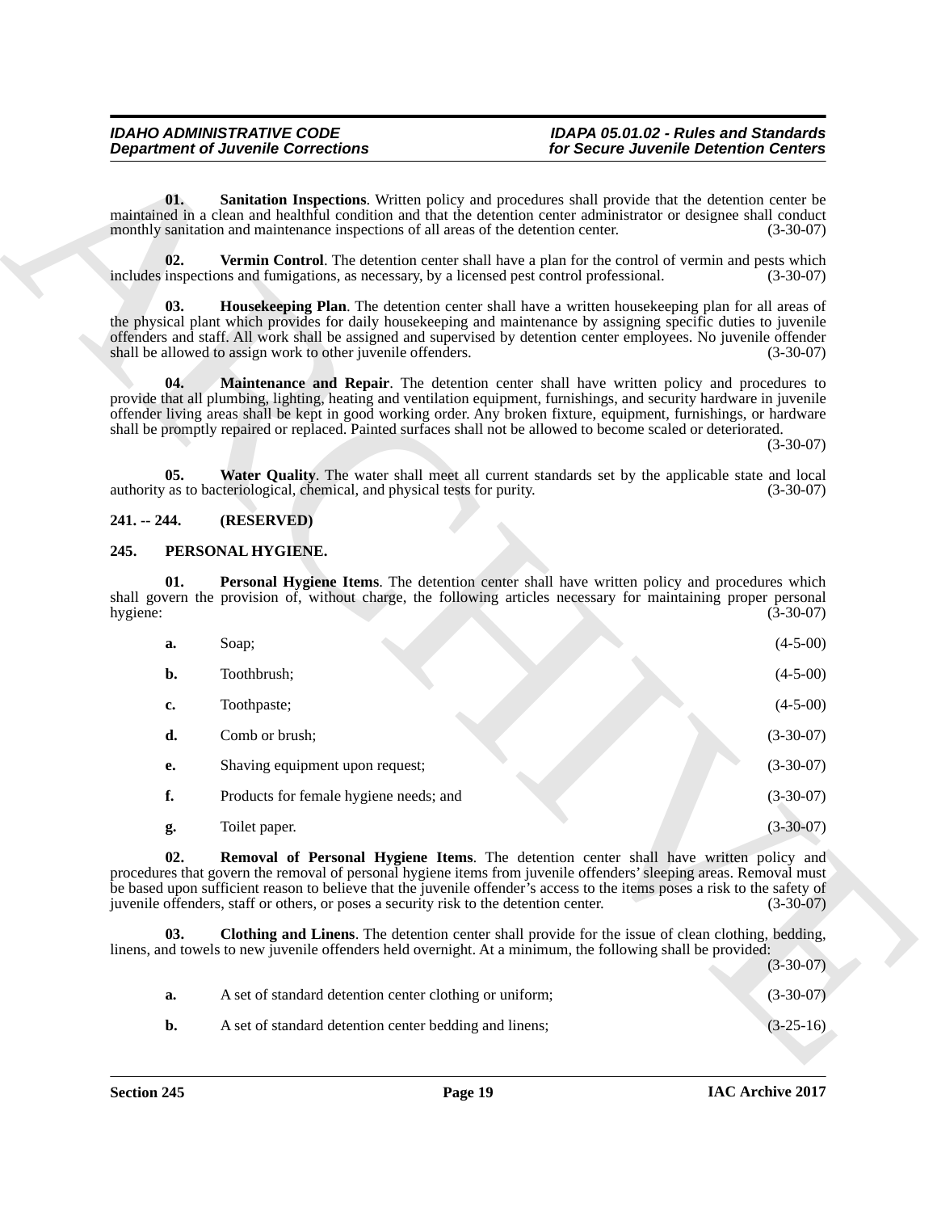**01. Sanitation Inspections**. Written policy and procedures shall provide that the detention center be maintained in a clean and healthful condition and that the detention center administrator or designee shall conduct monthly sanitation and maintenance inspections of all areas of the detention center. (3-30-07)

**02. Vermin Control**. The detention center shall have a plan for the control of vermin and pests which includes inspections and fumigations, as necessary, by a licensed pest control professional. (3-30-07)

**03. Housekeeping Plan**. The detention center shall have a written housekeeping plan for all areas of the physical plant which provides for daily housekeeping and maintenance by assigning specific duties to juvenile offenders and staff. All work shall be assigned and supervised by detention center employees. No juvenile offender shall be allowed to assign work to other juvenile offenders. (3-30-07)

**04. Maintenance and Repair**. The detention center shall have written policy and procedures to provide that all plumbing, lighting, heating and ventilation equipment, furnishings, and security hardware in juvenile offender living areas shall be kept in good working order. Any broken fixture, equipment, furnishings, or hardware shall be promptly repaired or replaced. Painted surfaces shall not be allowed to become scaled or deteriorated. (3-30-07)

**05. Water Quality**. The water shall meet all current standards set by the applicable state and local authority as to bacteriological, chemical, and physical tests for purity. (3-30-07)

## 241. -- 244. (RESERVED)

## 245. PERSONAL HYGIENE.

**01. Personal Hygiene Items**. The detention center shall have written policy and procedures which shall govern the provision of, without charge, the following articles necessary for maintaining proper personal hygiene: (3-30-07)

**a.** Soap; (4-5-00)

**b.** Toothbrush; (4-5-00)

**c.** Toothpaste; (4-5-00)

**d.** Comb or brush; (3-30-07)

**e.** Shaving equipment upon request; (3-30-07)

**f.** Products for female hygiene needs; and (3-30-07)

**g.** Toilet paper. (3-30-07)

**02. Removal of Personal Hygiene Items**. The detention center shall have written policy and procedures that govern the removal of personal hygiene items from juvenile offenders' sleeping areas. Removal must be based upon sufficient reason to believe that the juvenile offender's access to the items poses a risk to the safety of juvenile offenders, staff or others, or poses a security risk to the detention center. (3-30-07)

**03. Clothing and Linens**. The detention center shall provide for the issue of clean clothing, bedding, linens, and towels to new juvenile offenders held overnight. At a minimum, the following shall be provided: (3-30-07)

**a.** A set of standard detention center clothing or uniform; (3-30-07)

**b.** A set of standard detention center bedding and linens; (3-25-16)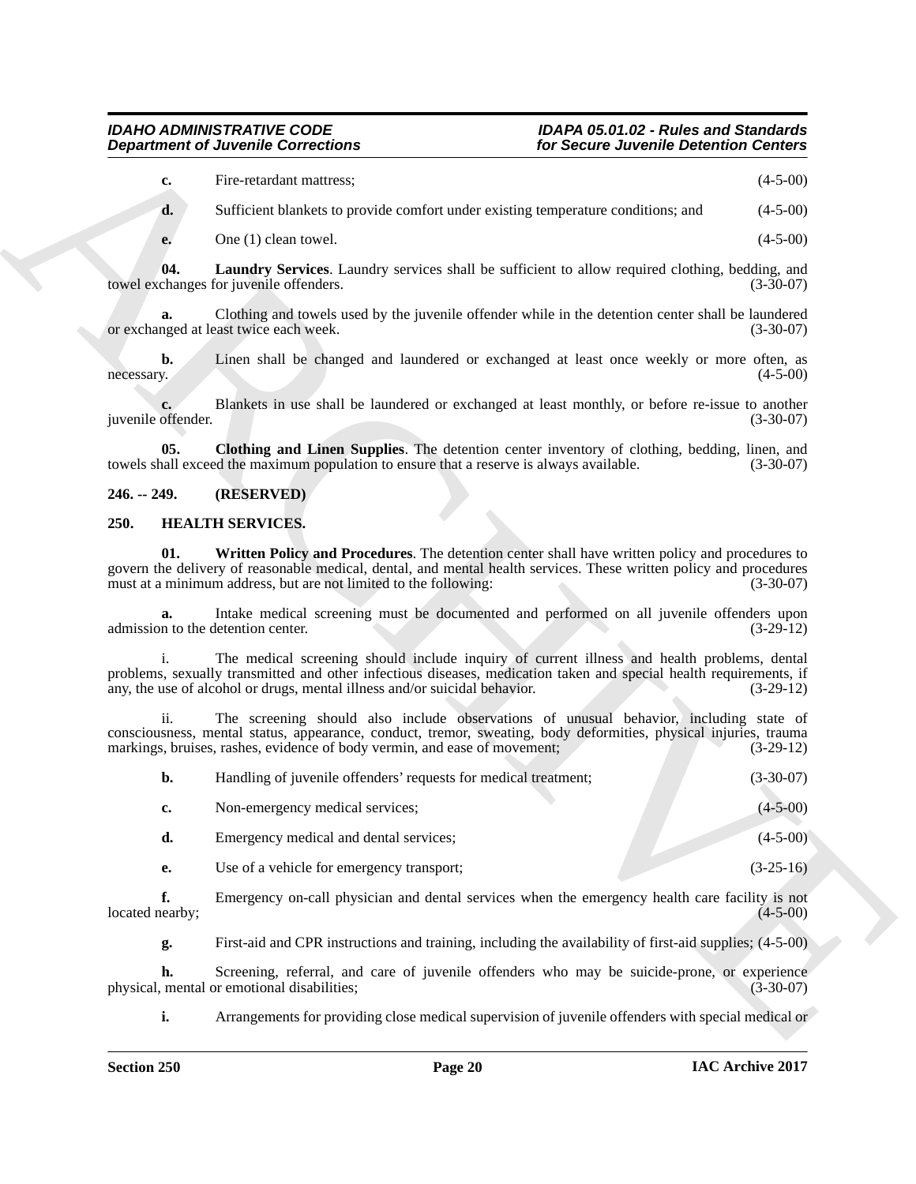**c.** Fire-retardant mattress; (4-5-00)

**d.** Sufficient blankets to provide comfort under existing temperature conditions; and (4-5-00)

**e.** One (1) clean towel. (4-5-00)

**04. Laundry Services**. Laundry services shall be sufficient to allow required clothing, bedding, and towel exchanges for juvenile offenders. (3-30-07)

**a.** Clothing and towels used by the juvenile offender while in the detention center shall be laundered or exchanged at least twice each week. (3-30-07)

**b.** Linen shall be changed and laundered or exchanged at least once weekly or more often, as necessary. (4-5-00)

**c.** Blankets in use shall be laundered or exchanged at least monthly, or before re-issue to another juvenile offender. (3-30-07)

**05. Clothing and Linen Supplies**. The detention center inventory of clothing, bedding, linen, and towels shall exceed the maximum population to ensure that a reserve is always available. (3-30-07)

## 246. -- 249. (RESERVED)

## 250. HEALTH SERVICES.

**01. Written Policy and Procedures**. The detention center shall have written policy and procedures to govern the delivery of reasonable medical, dental, and mental health services. These written policy and procedures must at a minimum address, but are not limited to the following: (3-30-07)

**a.** Intake medical screening must be documented and performed on all juvenile offenders upon admission to the detention center. (3-29-12)

i. The medical screening should include inquiry of current illness and health problems, dental problems, sexually transmitted and other infectious diseases, medication taken and special health requirements, if any, the use of alcohol or drugs, mental illness and/or suicidal behavior. (3-29-12)

ii. The screening should also include observations of unusual behavior, including state of consciousness, mental status, appearance, conduct, tremor, sweating, body deformities, physical injuries, trauma markings, bruises, rashes, evidence of body vermin, and ease of movement; (3-29-12)

**b.** Handling of juvenile offenders' requests for medical treatment; (3-30-07)

**c.** Non-emergency medical services; (4-5-00)

**d.** Emergency medical and dental services; (4-5-00)

**e.** Use of a vehicle for emergency transport; (3-25-16)

**f.** Emergency on-call physician and dental services when the emergency health care facility is not located nearby; (4-5-00)

**g.** First-aid and CPR instructions and training, including the availability of first-aid supplies; (4-5-00)

**h.** Screening, referral, and care of juvenile offenders who may be suicide-prone, or experience physical, mental or emotional disabilities; (3-30-07)

**i.** Arrangements for providing close medical supervision of juvenile offenders with special medical or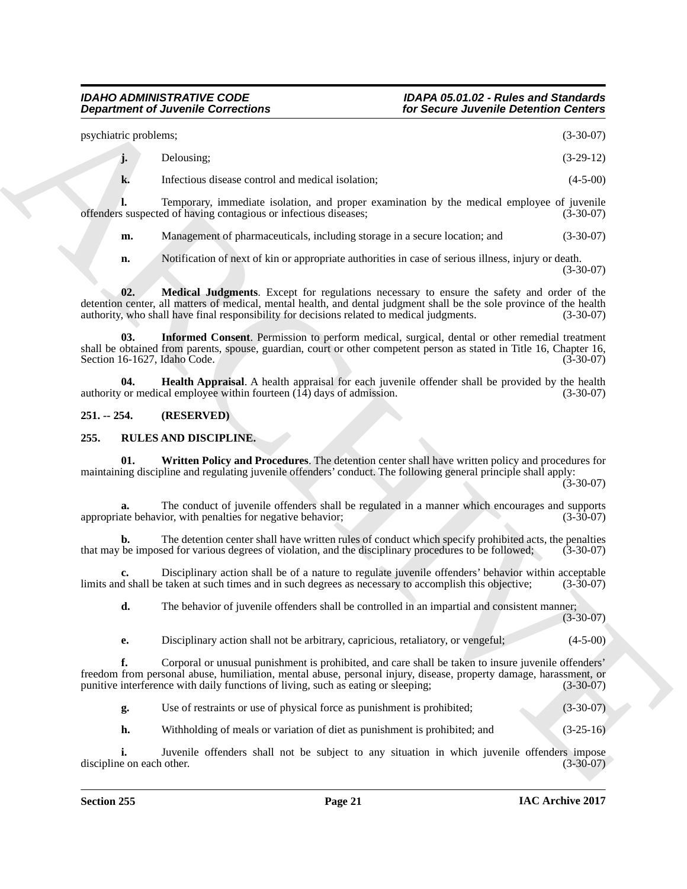psychiatric problems; (3-30-07)

**j.** Delousing; (3-29-12)

**k.** Infectious disease control and medical isolation; (4-5-00)

**l.** Temporary, immediate isolation, and proper examination by the medical employee of juvenile offenders suspected of having contagious or infectious diseases; (3-30-07)

**m.** Management of pharmaceuticals, including storage in a secure location; and (3-30-07)

**n.** Notification of next of kin or appropriate authorities in case of serious illness, injury or death. (3-30-07)

**02. Medical Judgments**. Except for regulations necessary to ensure the safety and order of the detention center, all matters of medical, mental health, and dental judgment shall be the sole province of the health authority, who shall have final responsibility for decisions related to medical judgments. (3-30-07)

**03. Informed Consent**. Permission to perform medical, surgical, dental or other remedial treatment shall be obtained from parents, spouse, guardian, court or other competent person as stated in Title 16, Chapter 16, Section 16-1627, Idaho Code. (3-30-07)

**04. Health Appraisal**. A health appraisal for each juvenile offender shall be provided by the health authority or medical employee within fourteen (14) days of admission. (3-30-07)

## 251. -- 254. (RESERVED)

## 255. RULES AND DISCIPLINE.

**01. Written Policy and Procedures**. The detention center shall have written policy and procedures for maintaining discipline and regulating juvenile offenders' conduct. The following general principle shall apply: (3-30-07)

**a.** The conduct of juvenile offenders shall be regulated in a manner which encourages and supports appropriate behavior, with penalties for negative behavior; (3-30-07)

**b.** The detention center shall have written rules of conduct which specify prohibited acts, the penalties that may be imposed for various degrees of violation, and the disciplinary procedures to be followed; (3-30-07)

**c.** Disciplinary action shall be of a nature to regulate juvenile offenders' behavior within acceptable limits and shall be taken at such times and in such degrees as necessary to accomplish this objective; (3-30-07)

**d.** The behavior of juvenile offenders shall be controlled in an impartial and consistent manner; (3-30-07)

**e.** Disciplinary action shall not be arbitrary, capricious, retaliatory, or vengeful; (4-5-00)

**f.** Corporal or unusual punishment is prohibited, and care shall be taken to insure juvenile offenders' freedom from personal abuse, humiliation, mental abuse, personal injury, disease, property damage, harassment, or punitive interference with daily functions of living, such as eating or sleeping; (3-30-07)

**g.** Use of restraints or use of physical force as punishment is prohibited; (3-30-07)

**h.** Withholding of meals or variation of diet as punishment is prohibited; and (3-25-16)

**i.** Juvenile offenders shall not be subject to any situation in which juvenile offenders impose discipline on each other. (3-30-07)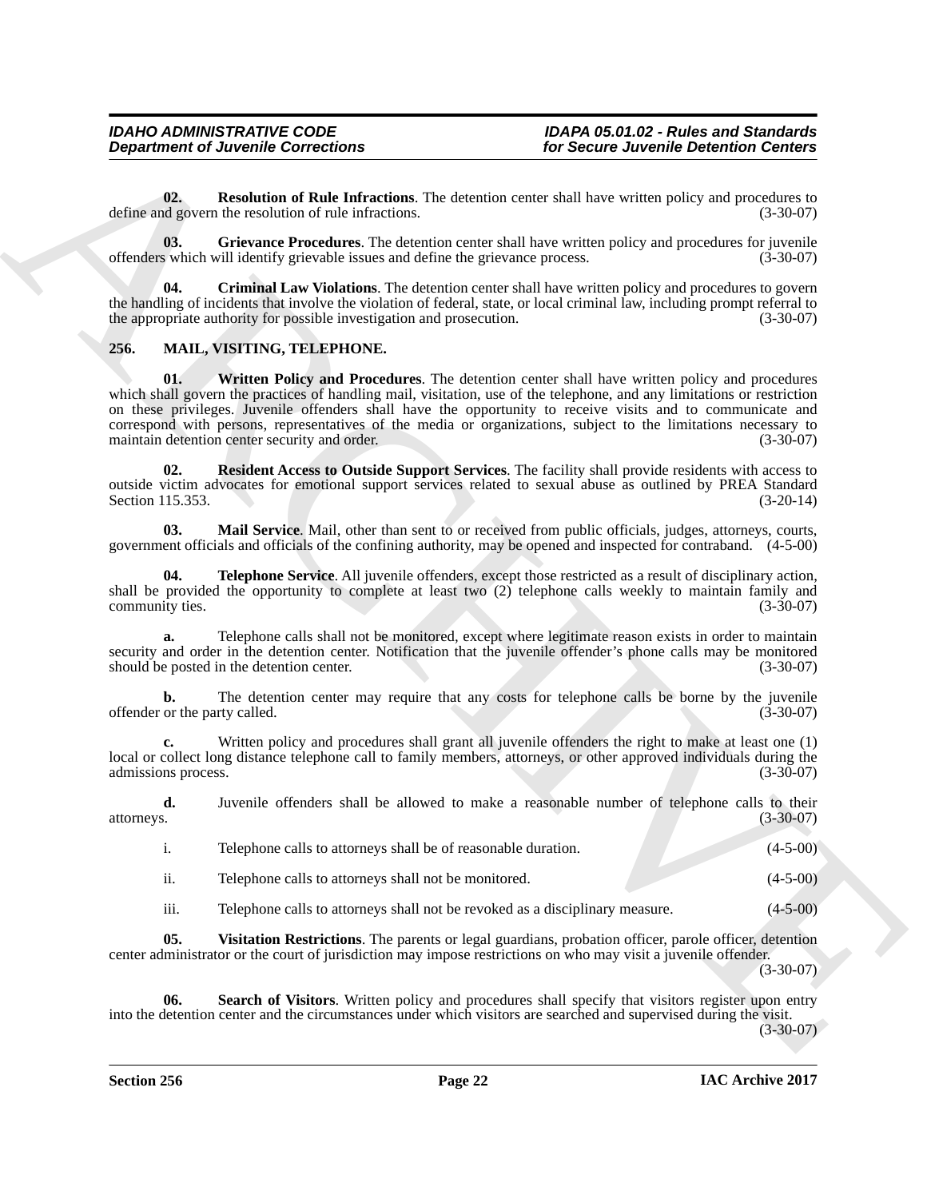**02. Resolution of Rule Infractions**. The detention center shall have written policy and procedures to define and govern the resolution of rule infractions. (3-30-07)

**03. Grievance Procedures**. The detention center shall have written policy and procedures for juvenile offenders which will identify grievable issues and define the grievance process. (3-30-07)

**04. Criminal Law Violations**. The detention center shall have written policy and procedures to govern the handling of incidents that involve the violation of federal, state, or local criminal law, including prompt referral to the appropriate authority for possible investigation and prosecution. (3-30-07)

## 256. MAIL, VISITING, TELEPHONE.

**01. Written Policy and Procedures**. The detention center shall have written policy and procedures which shall govern the practices of handling mail, visitation, use of the telephone, and any limitations or restriction on these privileges. Juvenile offenders shall have the opportunity to receive visits and to communicate and correspond with persons, representatives of the media or organizations, subject to the limitations necessary to maintain detention center security and order. (3-30-07)

**02. Resident Access to Outside Support Services**. The facility shall provide residents with access to outside victim advocates for emotional support services related to sexual abuse as outlined by PREA Standard Section 115.353. (3-20-14)

**03. Mail Service**. Mail, other than sent to or received from public officials, judges, attorneys, courts, government officials and officials of the confining authority, may be opened and inspected for contraband. (4-5-00)

**04. Telephone Service**. All juvenile offenders, except those restricted as a result of disciplinary action, shall be provided the opportunity to complete at least two (2) telephone calls weekly to maintain family and community ties. (3-30-07)

**a.** Telephone calls shall not be monitored, except where legitimate reason exists in order to maintain security and order in the detention center. Notification that the juvenile offender's phone calls may be monitored should be posted in the detention center. (3-30-07)

**b.** The detention center may require that any costs for telephone calls be borne by the juvenile offender or the party called. (3-30-07)

**c.** Written policy and procedures shall grant all juvenile offenders the right to make at least one (1) local or collect long distance telephone call to family members, attorneys, or other approved individuals during the admissions process. (3-30-07)

**d.** Juvenile offenders shall be allowed to make a reasonable number of telephone calls to their attorneys. (3-30-07)

i. Telephone calls to attorneys shall be of reasonable duration. (4-5-00)

ii. Telephone calls to attorneys shall not be monitored. (4-5-00)

iii. Telephone calls to attorneys shall not be revoked as a disciplinary measure. (4-5-00)

**05. Visitation Restrictions**. The parents or legal guardians, probation officer, parole officer, detention center administrator or the court of jurisdiction may impose restrictions on who may visit a juvenile offender. (3-30-07)

**06. Search of Visitors**. Written policy and procedures shall specify that visitors register upon entry into the detention center and the circumstances under which visitors are searched and supervised during the visit. (3-30-07)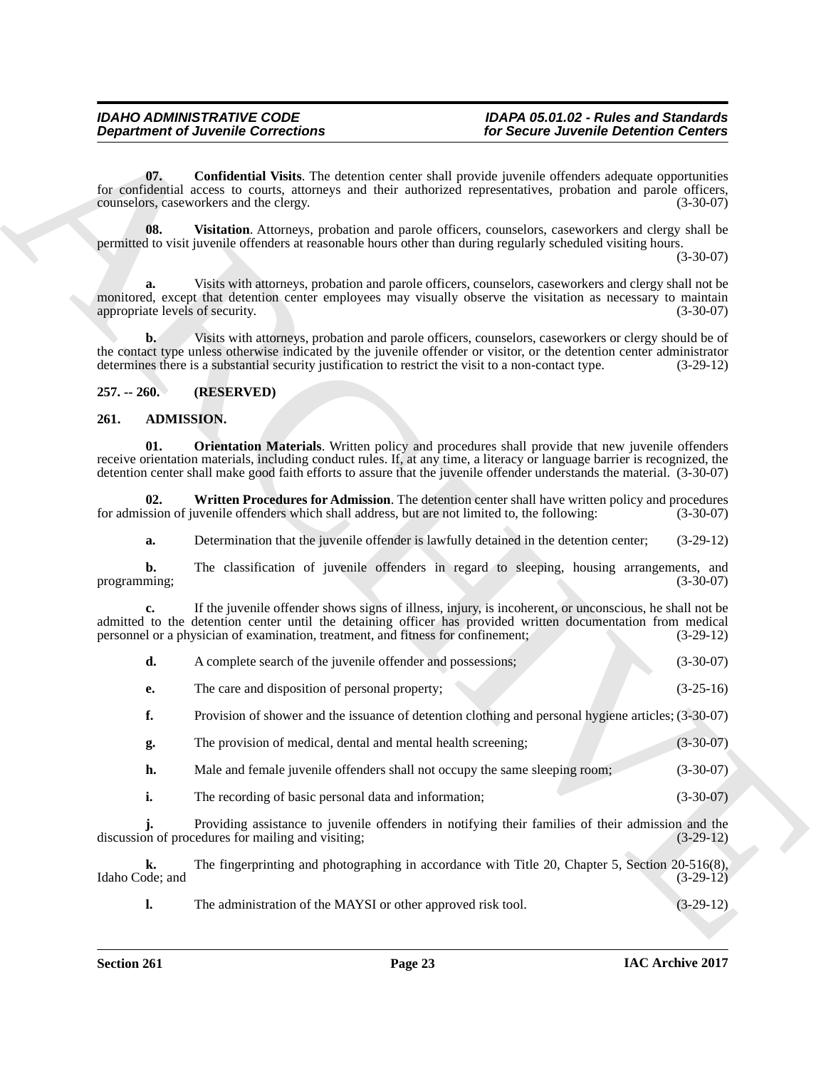**07. Confidential Visits**. The detention center shall provide juvenile offenders adequate opportunities for confidential access to courts, attorneys and their authorized representatives, probation and parole officers, counselors, caseworkers and the clergy. (3-30-07)

**08. Visitation**. Attorneys, probation and parole officers, counselors, caseworkers and clergy shall be permitted to visit juvenile offenders at reasonable hours other than during regularly scheduled visiting hours. (3-30-07)

**a.** Visits with attorneys, probation and parole officers, counselors, caseworkers and clergy shall not be monitored, except that detention center employees may visually observe the visitation as necessary to maintain appropriate levels of security. (3-30-07)

**b.** Visits with attorneys, probation and parole officers, counselors, caseworkers or clergy should be of the contact type unless otherwise indicated by the juvenile offender or visitor, or the detention center administrator determines there is a substantial security justification to restrict the visit to a non-contact type. (3-29-12)

## 257. -- 260. (RESERVED)

## 261. ADMISSION.

**01. Orientation Materials**. Written policy and procedures shall provide that new juvenile offenders receive orientation materials, including conduct rules. If, at any time, a literacy or language barrier is recognized, the detention center shall make good faith efforts to assure that the juvenile offender understands the material. (3-30-07)

**02. Written Procedures for Admission**. The detention center shall have written policy and procedures for admission of juvenile offenders which shall address, but are not limited to, the following: (3-30-07)

**a.** Determination that the juvenile offender is lawfully detained in the detention center; (3-29-12)

**b.** The classification of juvenile offenders in regard to sleeping, housing arrangements, and programming; (3-30-07)

**c.** If the juvenile offender shows signs of illness, injury, is incoherent, or unconscious, he shall not be admitted to the detention center until the detaining officer has provided written documentation from medical personnel or a physician of examination, treatment, and fitness for confinement; (3-29-12)

**d.** A complete search of the juvenile offender and possessions; (3-30-07)

**e.** The care and disposition of personal property; (3-25-16)

**f.** Provision of shower and the issuance of detention clothing and personal hygiene articles; (3-30-07)

**g.** The provision of medical, dental and mental health screening; (3-30-07)

**h.** Male and female juvenile offenders shall not occupy the same sleeping room; (3-30-07)

**i.** The recording of basic personal data and information; (3-30-07)

**j.** Providing assistance to juvenile offenders in notifying their families of their admission and the discussion of procedures for mailing and visiting; (3-29-12)

**k.** The fingerprinting and photographing in accordance with Title 20, Chapter 5, Section 20-516(8), Idaho Code; and (3-29-12)

**l.** The administration of the MAYSI or other approved risk tool. (3-29-12)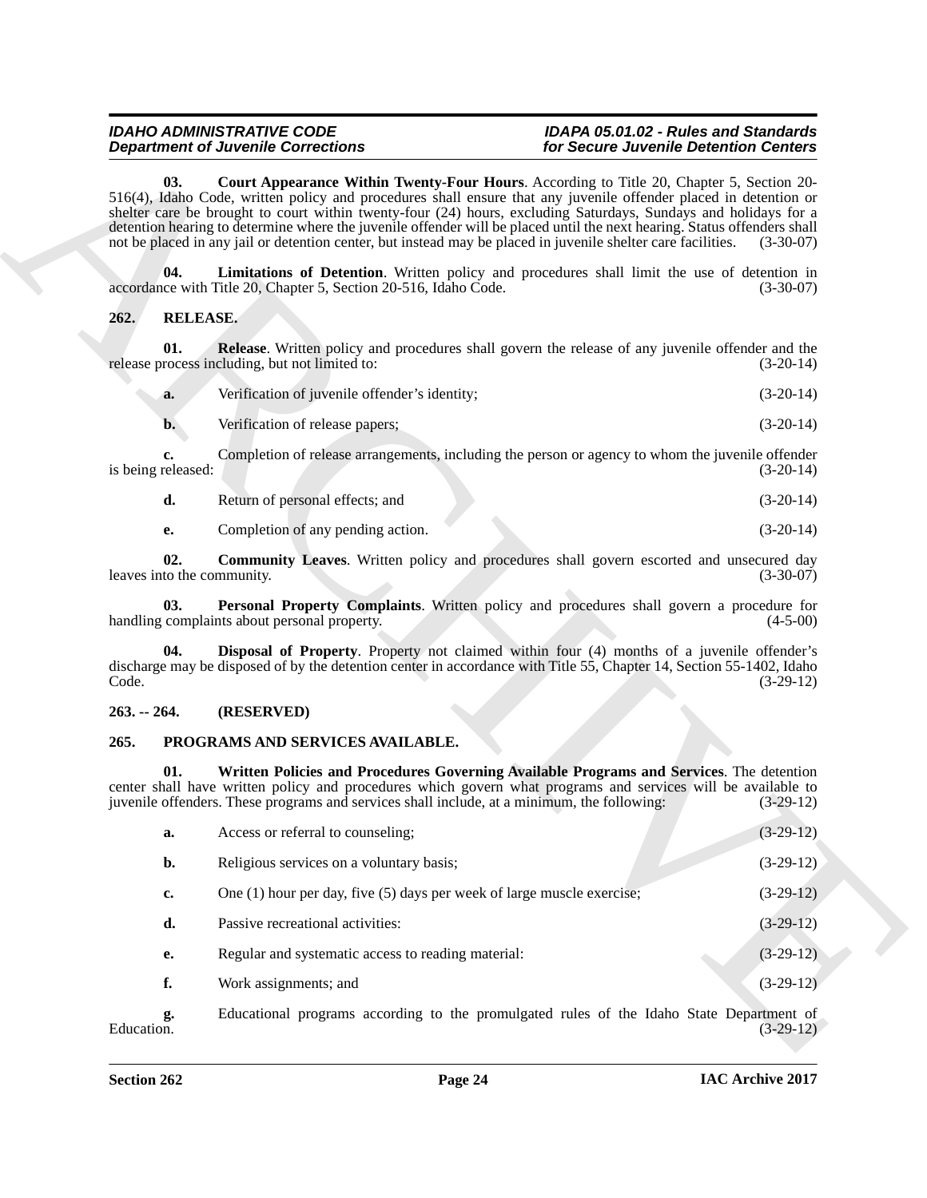**03. Court Appearance Within Twenty-Four Hours**. According to Title 20, Chapter 5, Section 20-516(4), Idaho Code, written policy and procedures shall ensure that any juvenile offender placed in detention or shelter care be brought to court within twenty-four (24) hours, excluding Saturdays, Sundays and holidays for a detention hearing to determine where the juvenile offender will be placed until the next hearing. Status offenders shall not be placed in any jail or detention center, but instead may be placed in juvenile shelter care facilities. (3-30-07)

**04. Limitations of Detention**. Written policy and procedures shall limit the use of detention in accordance with Title 20, Chapter 5, Section 20-516, Idaho Code. (3-30-07)

## 262. RELEASE.

**01. Release**. Written policy and procedures shall govern the release of any juvenile offender and the release process including, but not limited to: (3-20-14)

**a.** Verification of juvenile offender's identity; (3-20-14)

**b.** Verification of release papers; (3-20-14)

**c.** Completion of release arrangements, including the person or agency to whom the juvenile offender is being released: (3-20-14)

**d.** Return of personal effects; and (3-20-14)

**e.** Completion of any pending action. (3-20-14)

**02. Community Leaves**. Written policy and procedures shall govern escorted and unsecured day leaves into the community. (3-30-07)

**03. Personal Property Complaints**. Written policy and procedures shall govern a procedure for handling complaints about personal property. (4-5-00)

**04. Disposal of Property**. Property not claimed within four (4) months of a juvenile offender's discharge may be disposed of by the detention center in accordance with Title 55, Chapter 14, Section 55-1402, Idaho Code. (3-29-12)

## 263. -- 264. (RESERVED)

## 265. PROGRAMS AND SERVICES AVAILABLE.

**01. Written Policies and Procedures Governing Available Programs and Services**. The detention center shall have written policy and procedures which govern what programs and services will be available to juvenile offenders. These programs and services shall include, at a minimum, the following: (3-29-12)

**a.** Access or referral to counseling; (3-29-12)

**b.** Religious services on a voluntary basis; (3-29-12)

**c.** One (1) hour per day, five (5) days per week of large muscle exercise; (3-29-12)

**d.** Passive recreational activities: (3-29-12)

**e.** Regular and systematic access to reading material: (3-29-12)

**f.** Work assignments; and (3-29-12)

**g.** Educational programs according to the promulgated rules of the Idaho State Department of Education. (3-29-12)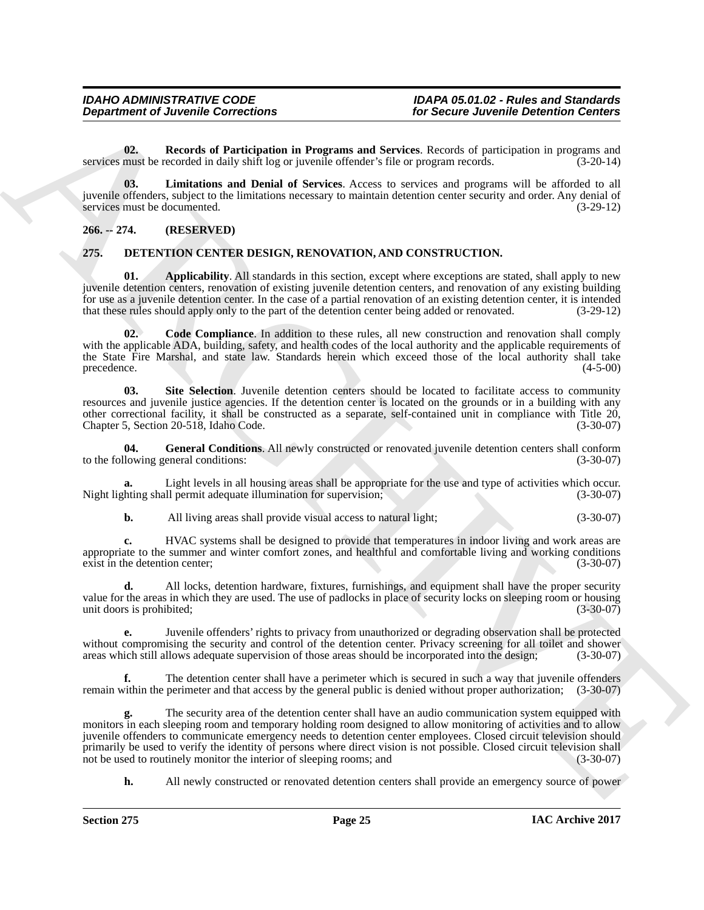**02. Records of Participation in Programs and Services**. Records of participation in programs and services must be recorded in daily shift log or juvenile offender's file or program records. (3-20-14)

**03. Limitations and Denial of Services**. Access to services and programs will be afforded to all juvenile offenders, subject to the limitations necessary to maintain detention center security and order. Any denial of services must be documented. (3-29-12)

## 266. -- 274. (RESERVED)

## 275. DETENTION CENTER DESIGN, RENOVATION, AND CONSTRUCTION.

**01. Applicability**. All standards in this section, except where exceptions are stated, shall apply to new juvenile detention centers, renovation of existing juvenile detention centers, and renovation of any existing building for use as a juvenile detention center. In the case of a partial renovation of an existing detention center, it is intended that these rules should apply only to the part of the detention center being added or renovated. (3-29-12)

**02. Code Compliance**. In addition to these rules, all new construction and renovation shall comply with the applicable ADA, building, safety, and health codes of the local authority and the applicable requirements of the State Fire Marshal, and state law. Standards herein which exceed those of the local authority shall take precedence. (4-5-00)

**03. Site Selection**. Juvenile detention centers should be located to facilitate access to community resources and juvenile justice agencies. If the detention center is located on the grounds or in a building with any other correctional facility, it shall be constructed as a separate, self-contained unit in compliance with Title 20, Chapter 5, Section 20-518, Idaho Code. (3-30-07)

**04. General Conditions**. All newly constructed or renovated juvenile detention centers shall conform to the following general conditions: (3-30-07)

**a.** Light levels in all housing areas shall be appropriate for the use and type of activities which occur. Night lighting shall permit adequate illumination for supervision; (3-30-07)

**b.** All living areas shall provide visual access to natural light; (3-30-07)

**c.** HVAC systems shall be designed to provide that temperatures in indoor living and work areas are appropriate to the summer and winter comfort zones, and healthful and comfortable living and working conditions exist in the detention center; (3-30-07)

**d.** All locks, detention hardware, fixtures, furnishings, and equipment shall have the proper security value for the areas in which they are used. The use of padlocks in place of security locks on sleeping room or housing unit doors is prohibited; (3-30-07)

**e.** Juvenile offenders' rights to privacy from unauthorized or degrading observation shall be protected without compromising the security and control of the detention center. Privacy screening for all toilet and shower areas which still allows adequate supervision of those areas should be incorporated into the design; (3-30-07)

**f.** The detention center shall have a perimeter which is secured in such a way that juvenile offenders remain within the perimeter and that access by the general public is denied without proper authorization; (3-30-07)

**g.** The security area of the detention center shall have an audio communication system equipped with monitors in each sleeping room and temporary holding room designed to allow monitoring of activities and to allow juvenile offenders to communicate emergency needs to detention center employees. Closed circuit television should primarily be used to verify the identity of persons where direct vision is not possible. Closed circuit television shall not be used to routinely monitor the interior of sleeping rooms; and (3-30-07)

**h.** All newly constructed or renovated detention centers shall provide an emergency source of power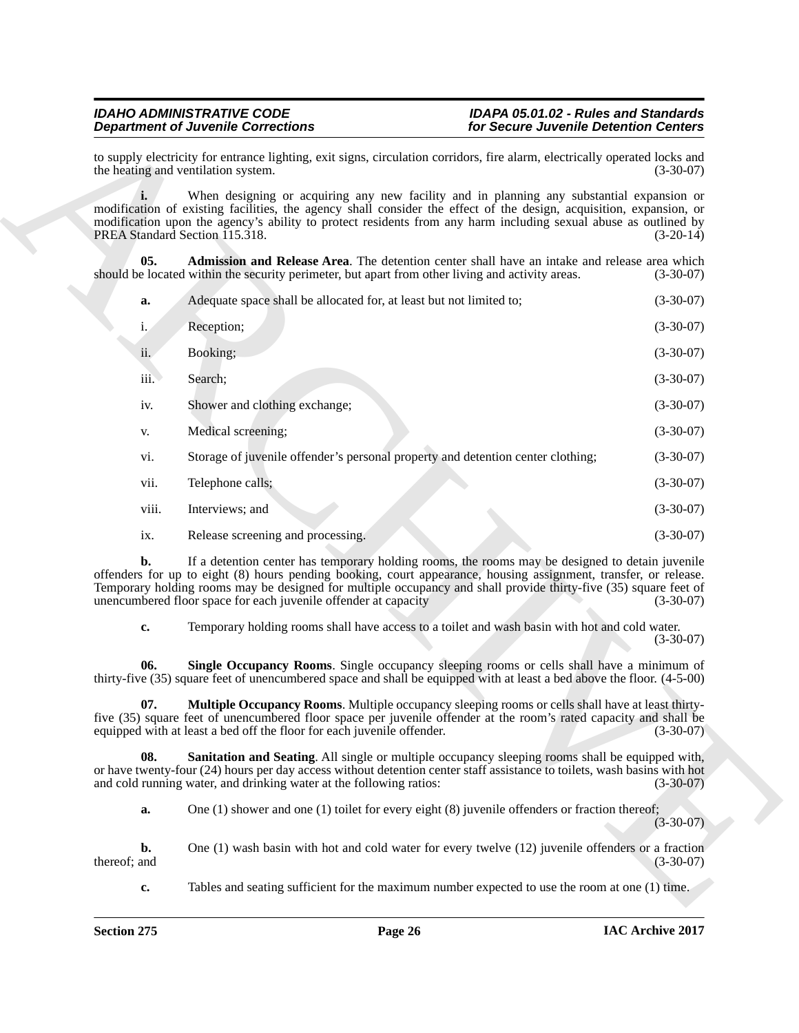to supply electricity for entrance lighting, exit signs, circulation corridors, fire alarm, electrically operated locks and the heating and ventilation system. (3-30-07)

**i.** When designing or acquiring any new facility and in planning any substantial expansion or modification of existing facilities, the agency shall consider the effect of the design, acquisition, expansion, or modification upon the agency's ability to protect residents from any harm including sexual abuse as outlined by PREA Standard Section 115.318. (3-20-14)

**05. Admission and Release Area**. The detention center shall have an intake and release area which should be located within the security perimeter, but apart from other living and activity areas. (3-30-07)

**a.** Adequate space shall be allocated for, at least but not limited to; (3-30-07)

i. Reception; (3-30-07)

ii. Booking; (3-30-07)

iii. Search; (3-30-07)

iv. Shower and clothing exchange; (3-30-07)

v. Medical screening; (3-30-07)

vi. Storage of juvenile offender's personal property and detention center clothing; (3-30-07)

vii. Telephone calls; (3-30-07)

viii. Interviews; and (3-30-07)

ix. Release screening and processing. (3-30-07)

**b.** If a detention center has temporary holding rooms, the rooms may be designed to detain juvenile offenders for up to eight (8) hours pending booking, court appearance, housing assignment, transfer, or release. Temporary holding rooms may be designed for multiple occupancy and shall provide thirty-five (35) square feet of unencumbered floor space for each juvenile offender at capacity (3-30-07)

**c.** Temporary holding rooms shall have access to a toilet and wash basin with hot and cold water. (3-30-07)

**06. Single Occupancy Rooms**. Single occupancy sleeping rooms or cells shall have a minimum of thirty-five (35) square feet of unencumbered space and shall be equipped with at least a bed above the floor. (4-5-00)

**07. Multiple Occupancy Rooms**. Multiple occupancy sleeping rooms or cells shall have at least thirty-five (35) square feet of unencumbered floor space per juvenile offender at the room's rated capacity and shall be equipped with at least a bed off the floor for each juvenile offender. (3-30-07)

**08. Sanitation and Seating**. All single or multiple occupancy sleeping rooms shall be equipped with, or have twenty-four (24) hours per day access without detention center staff assistance to toilets, wash basins with hot and cold running water, and drinking water at the following ratios: (3-30-07)

**a.** One (1) shower and one (1) toilet for every eight (8) juvenile offenders or fraction thereof; (3-30-07)

**b.** One (1) wash basin with hot and cold water for every twelve (12) juvenile offenders or a fraction thereof; and (3-30-07)

**c.** Tables and seating sufficient for the maximum number expected to use the room at one (1) time.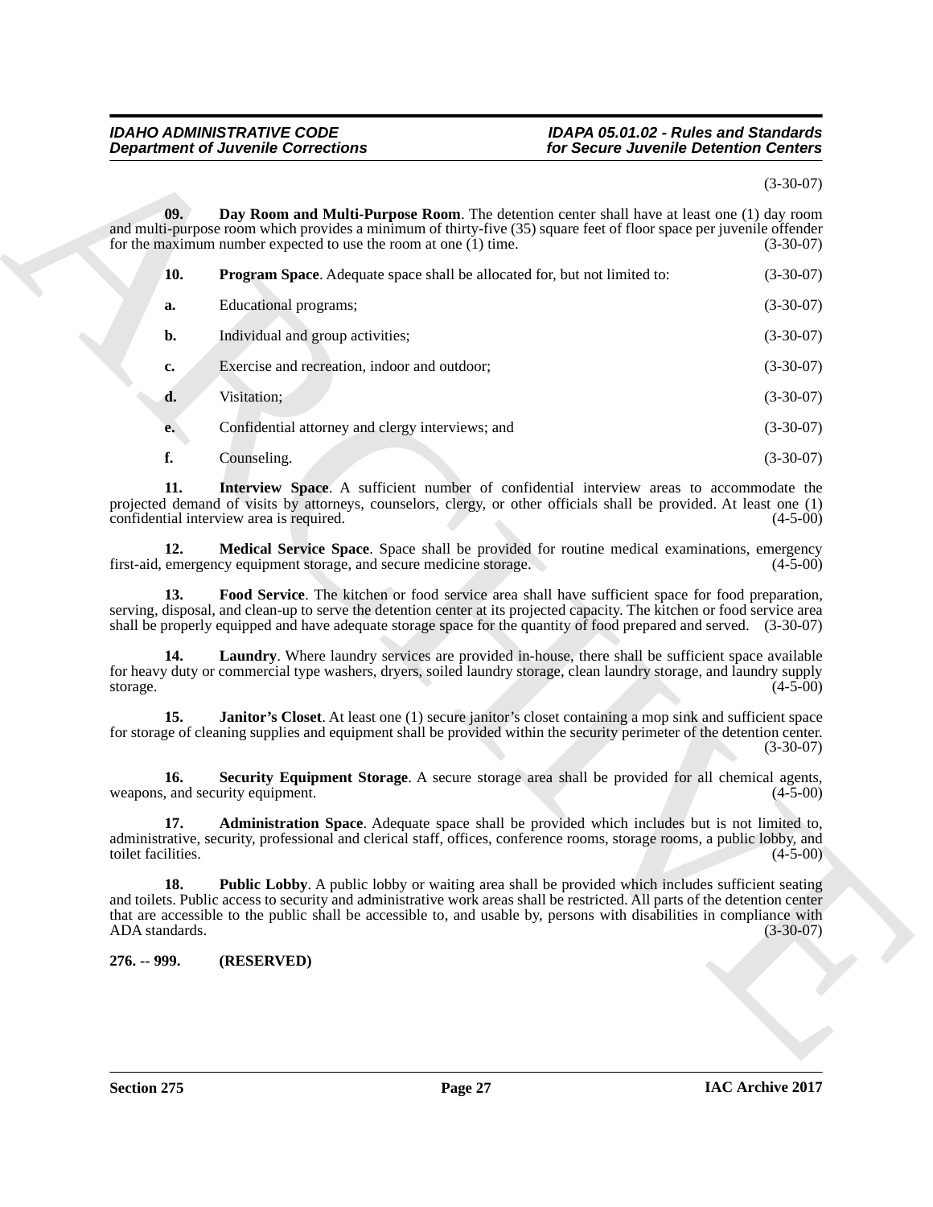(3-30-07)

**09. Day Room and Multi-Purpose Room**. The detention center shall have at least one (1) day room and multi-purpose room which provides a minimum of thirty-five (35) square feet of floor space per juvenile offender for the maximum number expected to use the room at one (1) time. (3-30-07)

**10. Program Space**. Adequate space shall be allocated for, but not limited to: (3-30-07)

**a.** Educational programs; (3-30-07)

**b.** Individual and group activities; (3-30-07)

**c.** Exercise and recreation, indoor and outdoor; (3-30-07)

**d.** Visitation; (3-30-07)

**e.** Confidential attorney and clergy interviews; and (3-30-07)

**f.** Counseling. (3-30-07)

**11. Interview Space**. A sufficient number of confidential interview areas to accommodate the projected demand of visits by attorneys, counselors, clergy, or other officials shall be provided. At least one (1) confidential interview area is required. (4-5-00)

**12. Medical Service Space**. Space shall be provided for routine medical examinations, emergency first-aid, emergency equipment storage, and secure medicine storage. (4-5-00)

**13. Food Service**. The kitchen or food service area shall have sufficient space for food preparation, serving, disposal, and clean-up to serve the detention center at its projected capacity. The kitchen or food service area shall be properly equipped and have adequate storage space for the quantity of food prepared and served. (3-30-07)

**14. Laundry**. Where laundry services are provided in-house, there shall be sufficient space available for heavy duty or commercial type washers, dryers, soiled laundry storage, clean laundry storage, and laundry supply storage. (4-5-00)

**15. Janitor's Closet**. At least one (1) secure janitor's closet containing a mop sink and sufficient space for storage of cleaning supplies and equipment shall be provided within the security perimeter of the detention center. (3-30-07)

**16. Security Equipment Storage**. A secure storage area shall be provided for all chemical agents, weapons, and security equipment. (4-5-00)

**17. Administration Space**. Adequate space shall be provided which includes but is not limited to, administrative, security, professional and clerical staff, offices, conference rooms, storage rooms, a public lobby, and toilet facilities. (4-5-00)

**18. Public Lobby**. A public lobby or waiting area shall be provided which includes sufficient seating and toilets. Public access to security and administrative work areas shall be restricted. All parts of the detention center that are accessible to the public shall be accessible to, and usable by, persons with disabilities in compliance with ADA standards. (3-30-07)

**276. -- 999. (RESERVED)**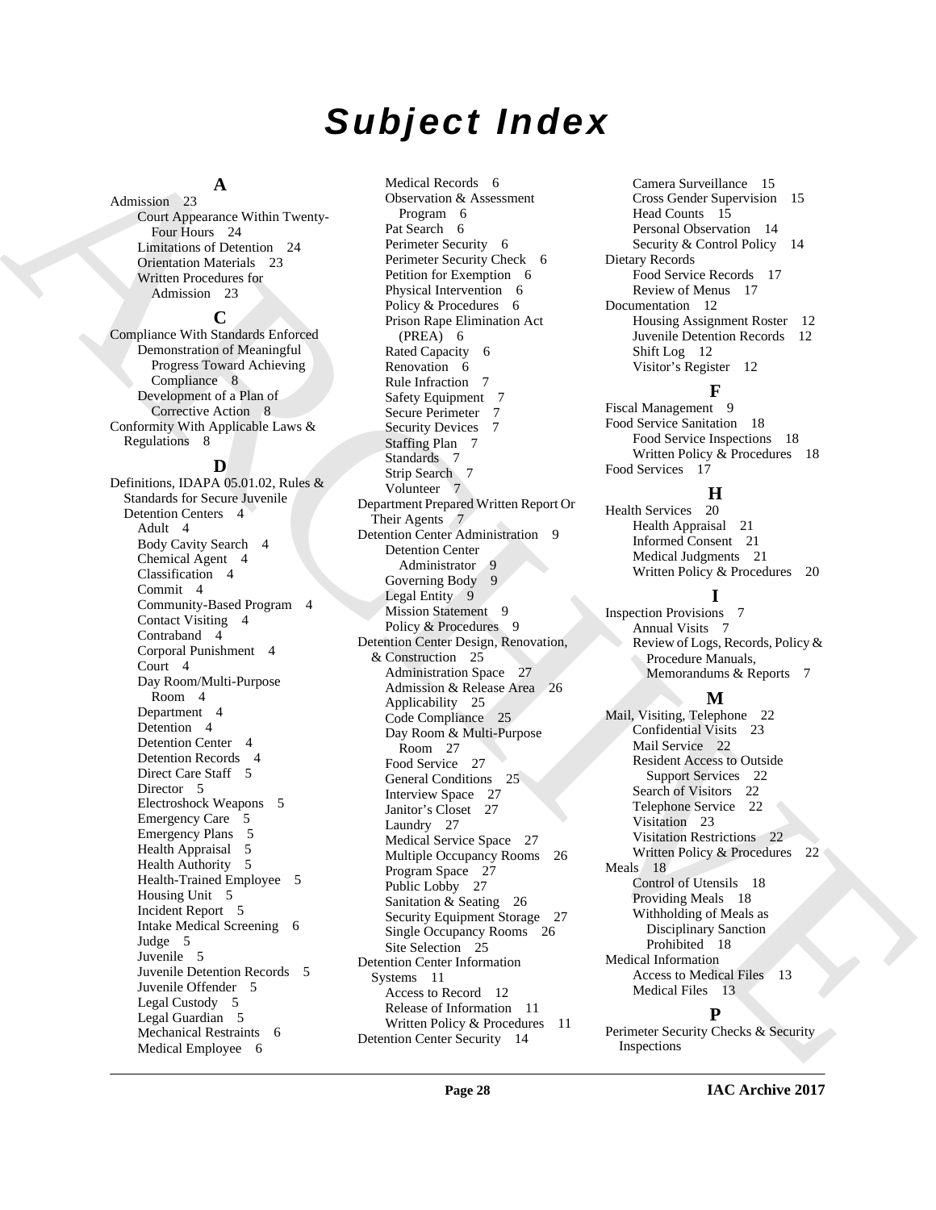# Subject Index

## A

Admission 23
- Court Appearance Within Twenty-Four Hours 24
- Limitations of Detention 24
- Orientation Materials 23
- Written Procedures for Admission 23

## C

Compliance With Standards Enforced
- Demonstration of Meaningful Progress Toward Achieving Compliance 8
- Development of a Plan of Corrective Action 8

Conformity With Applicable Laws & Regulations 8

## D

Definitions, IDAPA 05.01.02, Rules & Standards for Secure Juvenile Detention Centers 4
- Adult 4
- Body Cavity Search 4
- Chemical Agent 4
- Classification 4
- Commit 4
- Community-Based Program 4
- Contact Visiting 4
- Contraband 4
- Corporal Punishment 4
- Court 4
- Day Room/Multi-Purpose Room 4
- Department 4
- Detention 4
- Detention Center 4
- Detention Records 4
- Direct Care Staff 5
- Director 5
- Electroshock Weapons 5
- Emergency Care 5
- Emergency Plans 5
- Health Appraisal 5
- Health Authority 5
- Health-Trained Employee 5
- Housing Unit 5
- Incident Report 5
- Intake Medical Screening 6
- Judge 5
- Juvenile 5
- Juvenile Detention Records 5
- Juvenile Offender 5
- Legal Custody 5
- Legal Guardian 5
- Mechanical Restraints 6
- Medical Employee 6
- Medical Records 6
- Observation & Assessment Program 6
- Pat Search 6
- Perimeter Security 6
- Perimeter Security Check 6
- Petition for Exemption 6
- Physical Intervention 6
- Policy & Procedures 6
- Prison Rape Elimination Act (PREA) 6
- Rated Capacity 6
- Renovation 6
- Rule Infraction 7
- Safety Equipment 7
- Secure Perimeter 7
- Security Devices 7
- Staffing Plan 7
- Standards 7
- Strip Search 7
- Volunteer 7

Department Prepared Written Report Or Their Agents 7

Detention Center Administration 9
- Detention Center Administrator 9
- Governing Body 9
- Legal Entity 9
- Mission Statement 9
- Policy & Procedures 9

Detention Center Design, Renovation, & Construction 25
- Administration Space 27
- Admission & Release Area 26
- Applicability 25
- Code Compliance 25
- Day Room & Multi-Purpose Room 27
- Food Service 27
- General Conditions 25
- Interview Space 27
- Janitor's Closet 27
- Laundry 27
- Medical Service Space 27
- Multiple Occupancy Rooms 26
- Program Space 27
- Public Lobby 27
- Sanitation & Seating 26
- Security Equipment Storage 27
- Single Occupancy Rooms 26
- Site Selection 25

Detention Center Information Systems 11
- Access to Record 12
- Release of Information 11
- Written Policy & Procedures 11

Detention Center Security 14
- Camera Surveillance 15
- Cross Gender Supervision 15
- Head Counts 15
- Personal Observation 14
- Security & Control Policy 14

Dietary Records
- Food Service Records 17
- Review of Menus 17

Documentation 12
- Housing Assignment Roster 12
- Juvenile Detention Records 12
- Shift Log 12
- Visitor's Register 12

## F

Fiscal Management 9

Food Service Sanitation 18
- Food Service Inspections 18
- Written Policy & Procedures 18

Food Services 17

## H

Health Services 20
- Health Appraisal 21
- Informed Consent 21
- Medical Judgments 21
- Written Policy & Procedures 20

## I

Inspection Provisions 7
- Annual Visits 7
- Review of Logs, Records, Policy & Procedure Manuals, Memorandums & Reports 7

## M

Mail, Visiting, Telephone 22
- Confidential Visits 23
- Mail Service 22
- Resident Access to Outside Support Services 22
- Search of Visitors 22
- Telephone Service 22
- Visitation 23
- Visitation Restrictions 22
- Written Policy & Procedures 22

Meals 18
- Control of Utensils 18
- Providing Meals 18
- Withholding of Meals as Disciplinary Sanction Prohibited 18

Medical Information
- Access to Medical Files 13
- Medical Files 13

## P

Perimeter Security Checks & Security Inspections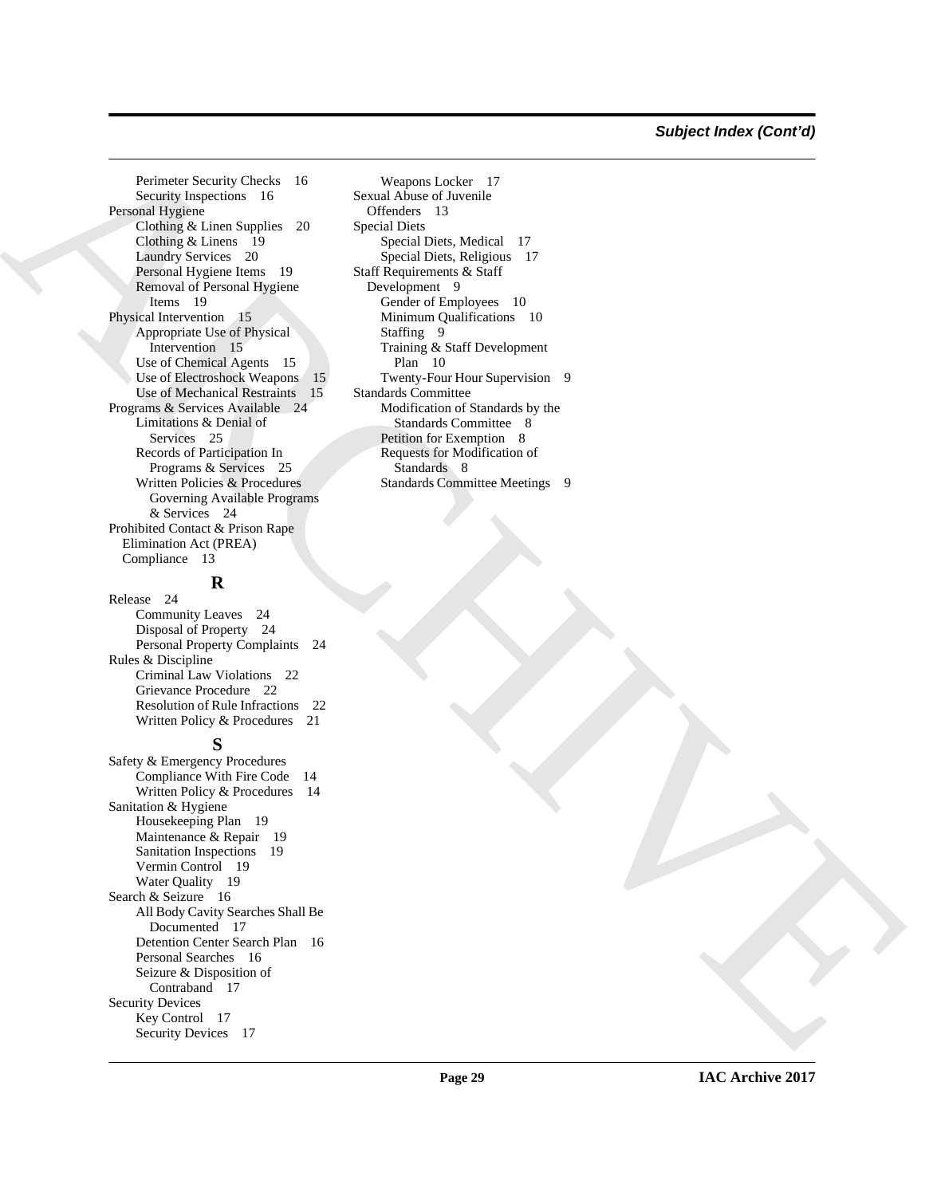Perimeter Security Checks 16
Security Inspections 16

Personal Hygiene
- Clothing & Linen Supplies 20
- Clothing & Linens 19
- Laundry Services 20
- Personal Hygiene Items 19
- Removal of Personal Hygiene Items 19

Physical Intervention 15
- Appropriate Use of Physical Intervention 15
- Use of Chemical Agents 15
- Use of Electroshock Weapons 15
- Use of Mechanical Restraints 15

Programs & Services Available 24
- Limitations & Denial of Services 25
- Records of Participation In Programs & Services 25
- Written Policies & Procedures Governing Available Programs & Services 24

Prohibited Contact & Prison Rape Elimination Act (PREA) Compliance 13

## R

Release 24
- Community Leaves 24
- Disposal of Property 24
- Personal Property Complaints 24

Rules & Discipline
- Criminal Law Violations 22
- Grievance Procedure 22
- Resolution of Rule Infractions 22
- Written Policy & Procedures 21

## S

Safety & Emergency Procedures
- Compliance With Fire Code 14
- Written Policy & Procedures 14

Sanitation & Hygiene
- Housekeeping Plan 19
- Maintenance & Repair 19
- Sanitation Inspections 19
- Vermin Control 19
- Water Quality 19

Search & Seizure 16
- All Body Cavity Searches Shall Be Documented 17
- Detention Center Search Plan 16
- Personal Searches 16
- Seizure & Disposition of Contraband 17

Security Devices
- Key Control 17
- Security Devices 17
- Weapons Locker 17

Sexual Abuse of Juvenile Offenders 13

Special Diets
- Special Diets, Medical 17
- Special Diets, Religious 17

Staff Requirements & Staff Development 9
- Gender of Employees 10
- Minimum Qualifications 10
- Staffing 9
- Training & Staff Development Plan 10
- Twenty-Four Hour Supervision 9

Standards Committee
- Modification of Standards by the Standards Committee 8
- Petition for Exemption 8
- Requests for Modification of Standards 8
- Standards Committee Meetings 9